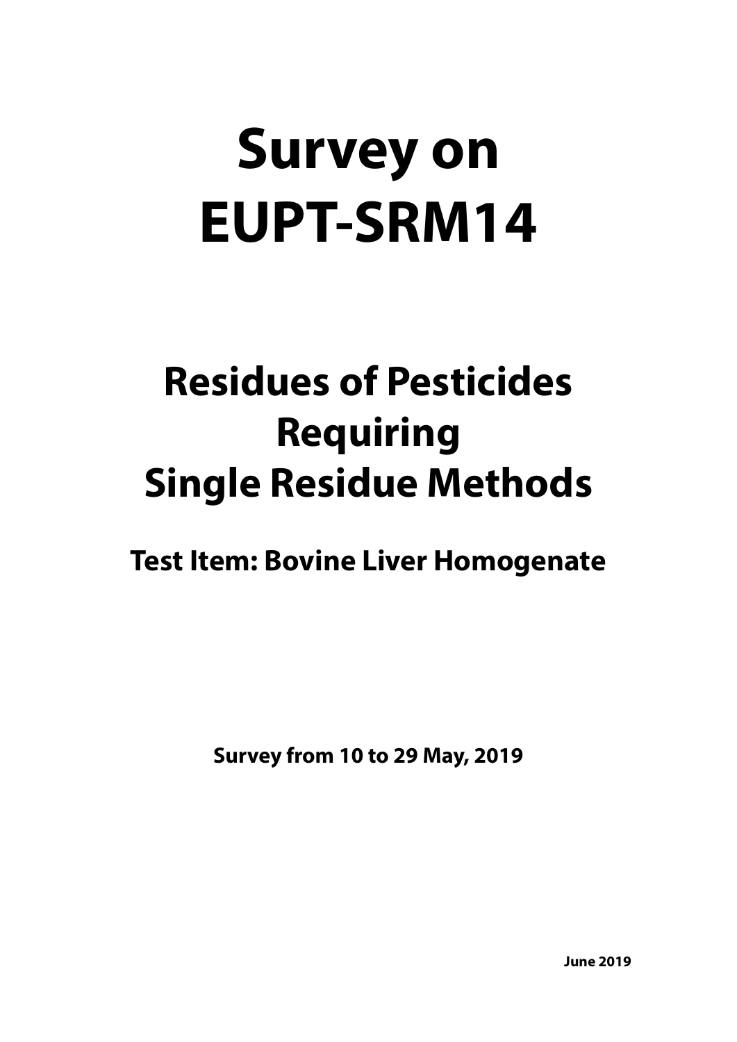# Survey on EUPT-SRM14

## Residues of Pesticides Requiring Single Residue Methods

### Test Item: Bovine Liver Homogenate

**Survey from 10 to 29 May, 2019**

**June 2019**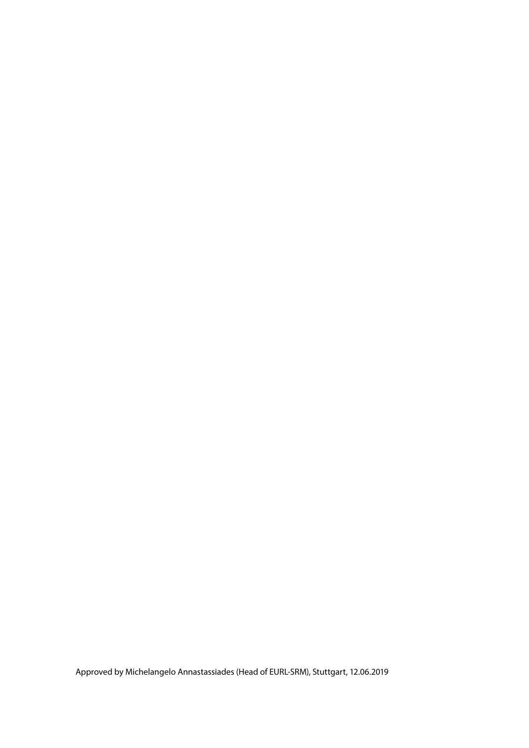Approved by Michelangelo Annastassiades (Head of EURL-SRM), Stuttgart, 12.06.2019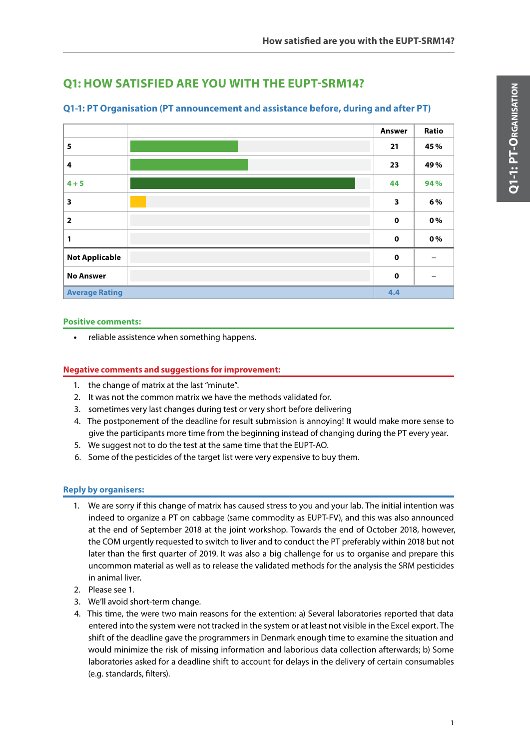# Q1: HOW SATISFIED ARE YOU WITH THE EUPT-SRM14?

## Q1-1: PT Organisation (PT announcement and assistance before, during and after PT)

| | | Answer | Ratio |
|---|---|---|---|
| 5 | | 21 | 45 % |
| 4 | | 23 | 49 % |
| 4 + 5 | | 44 | 94 % |
| 3 | | 3 | 6 % |
| 2 | | 0 | 0 % |
| 1 | | 0 | 0 % |
| Not Applicable | | 0 | – |
| No Answer | | 0 | – |
| Average Rating | | 4.4 | |

**Positive comments:**

- reliable assistence when something happens.

**Negative comments and suggestions for improvement:**

1. the change of matrix at the last "minute".
2. It was not the common matrix we have the methods validated for.
3. sometimes very last changes during test or very short before delivering
4. The postponement of the deadline for result submission is annoying! It would make more sense to give the participants more time from the beginning instead of changing during the PT every year.
5. We suggest not to do the test at the same time that the EUPT-AO.
6. Some of the pesticides of the target list were very expensive to buy them.

**Reply by organisers:**

1. We are sorry if this change of matrix has caused stress to you and your lab. The initial intention was indeed to organize a PT on cabbage (same commodity as EUPT-FV), and this was also announced at the end of September 2018 at the joint workshop. Towards the end of October 2018, however, the COM urgently requested to switch to liver and to conduct the PT preferably within 2018 but not later than the first quarter of 2019. It was also a big challenge for us to organise and prepare this uncommon material as well as to release the validated methods for the analysis the SRM pesticides in animal liver.
2. Please see 1.
3. We'll avoid short-term change.
4. This time, the were two main reasons for the extention: a) Several laboratories reported that data entered into the system were not tracked in the system or at least not visible in the Excel export. The shift of the deadline gave the programmers in Denmark enough time to examine the situation and would minimize the risk of missing information and laborious data collection afterwards; b) Some laboratories asked for a deadline shift to account for delays in the delivery of certain consumables (e.g. standards, filters).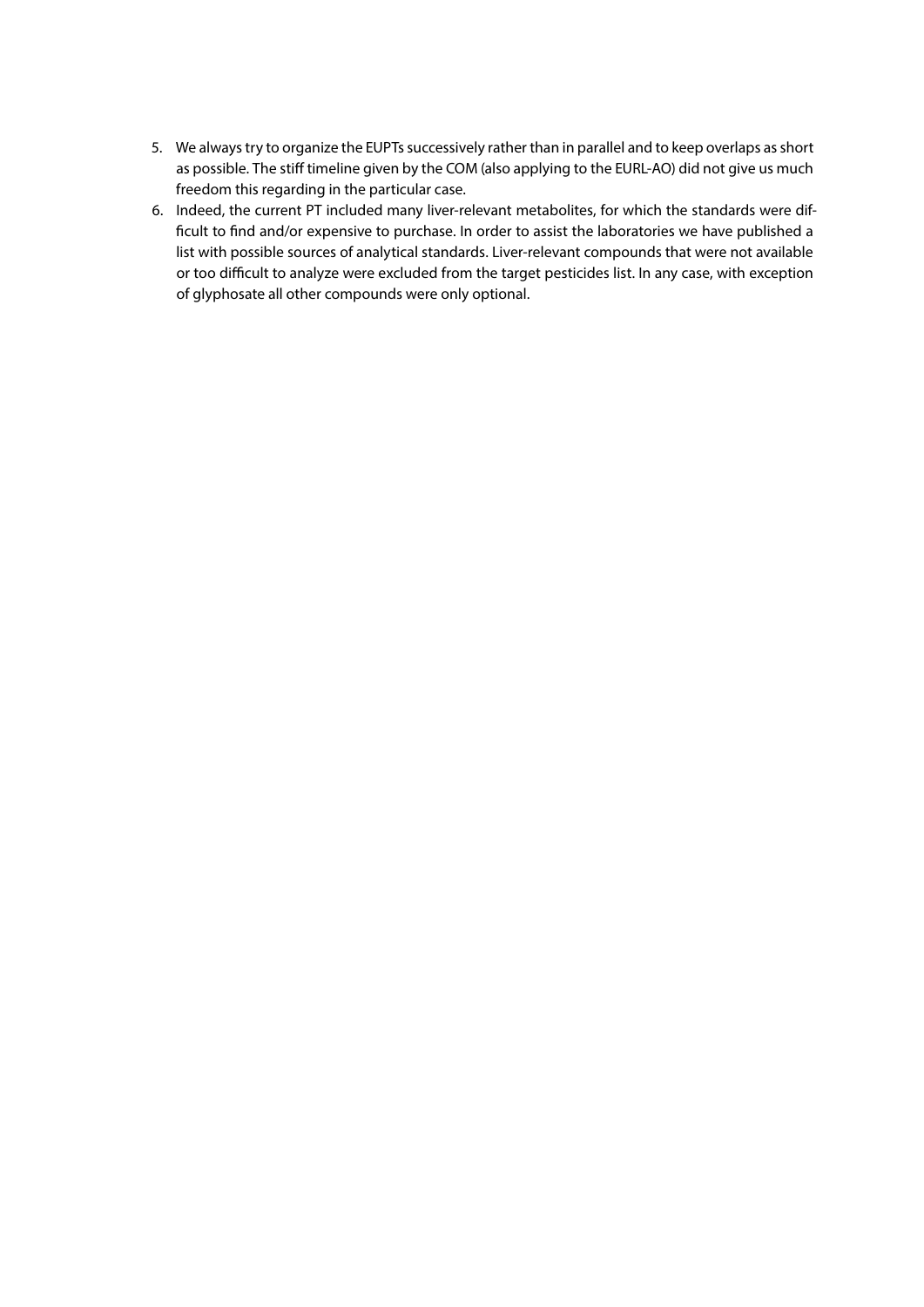5. We always try to organize the EUPTs successively rather than in parallel and to keep overlaps as short as possible. The stiff timeline given by the COM (also applying to the EURL-AO) did not give us much freedom this regarding in the particular case.
6. Indeed, the current PT included many liver-relevant metabolites, for which the standards were difficult to find and/or expensive to purchase. In order to assist the laboratories we have published a list with possible sources of analytical standards. Liver-relevant compounds that were not available or too difficult to analyze were excluded from the target pesticides list. In any case, with exception of glyphosate all other compounds were only optional.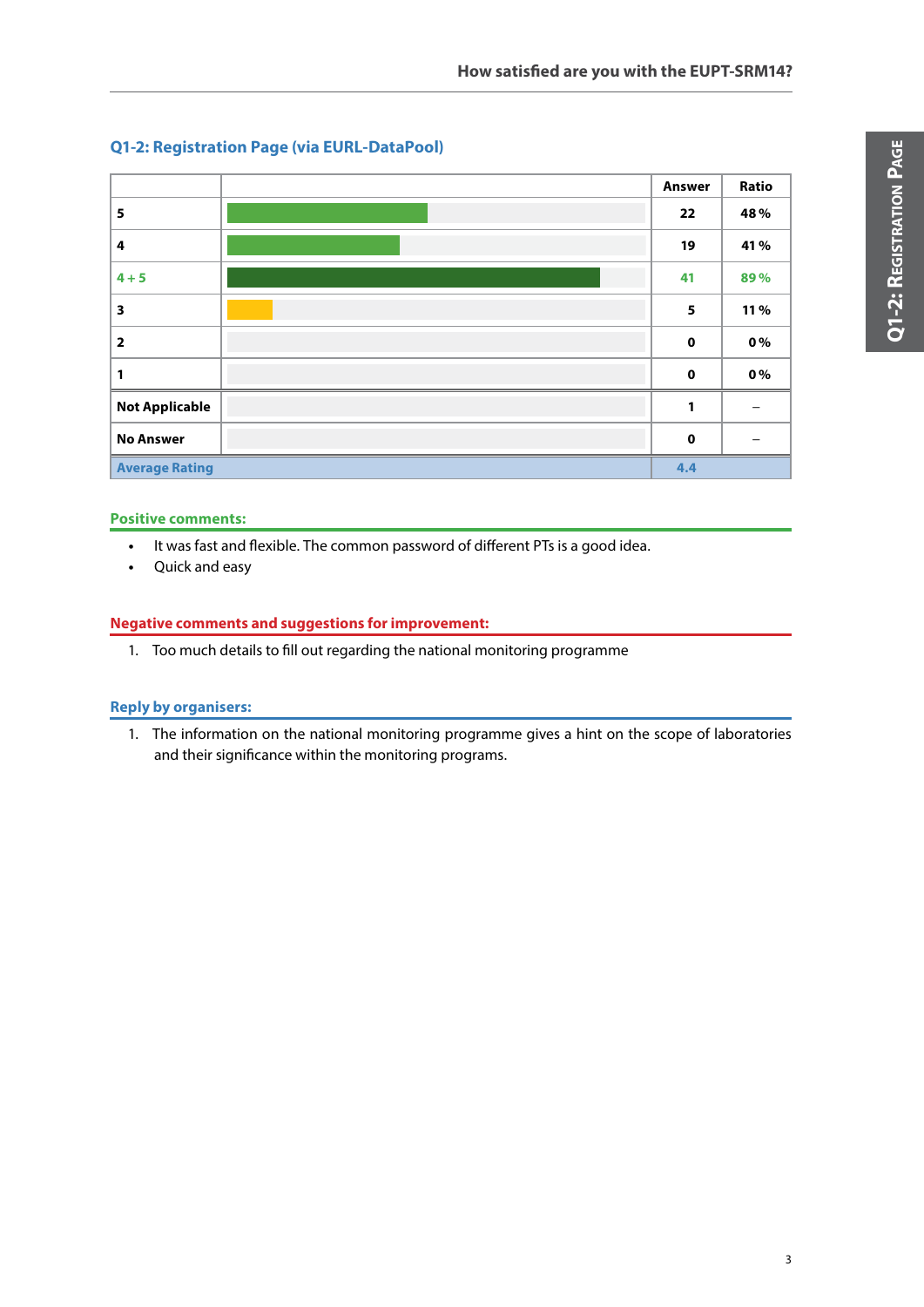## Q1-2: Registration Page (via EURL-DataPool)

| | | Answer | Ratio |
|---|---|---|---|
| 5 | | 22 | 48 % |
| 4 | | 19 | 41 % |
| 4 + 5 | | 41 | 89 % |
| 3 | | 5 | 11 % |
| 2 | | 0 | 0 % |
| 1 | | 0 | 0 % |
| Not Applicable | | 1 | – |
| No Answer | | 0 | – |
| Average Rating | | 4.4 | |

**Positive comments:**

- It was fast and flexible. The common password of different PTs is a good idea.
- Quick and easy

**Negative comments and suggestions for improvement:**

1. Too much details to fill out regarding the national monitoring programme

**Reply by organisers:**

1. The information on the national monitoring programme gives a hint on the scope of laboratories and their significance within the monitoring programs.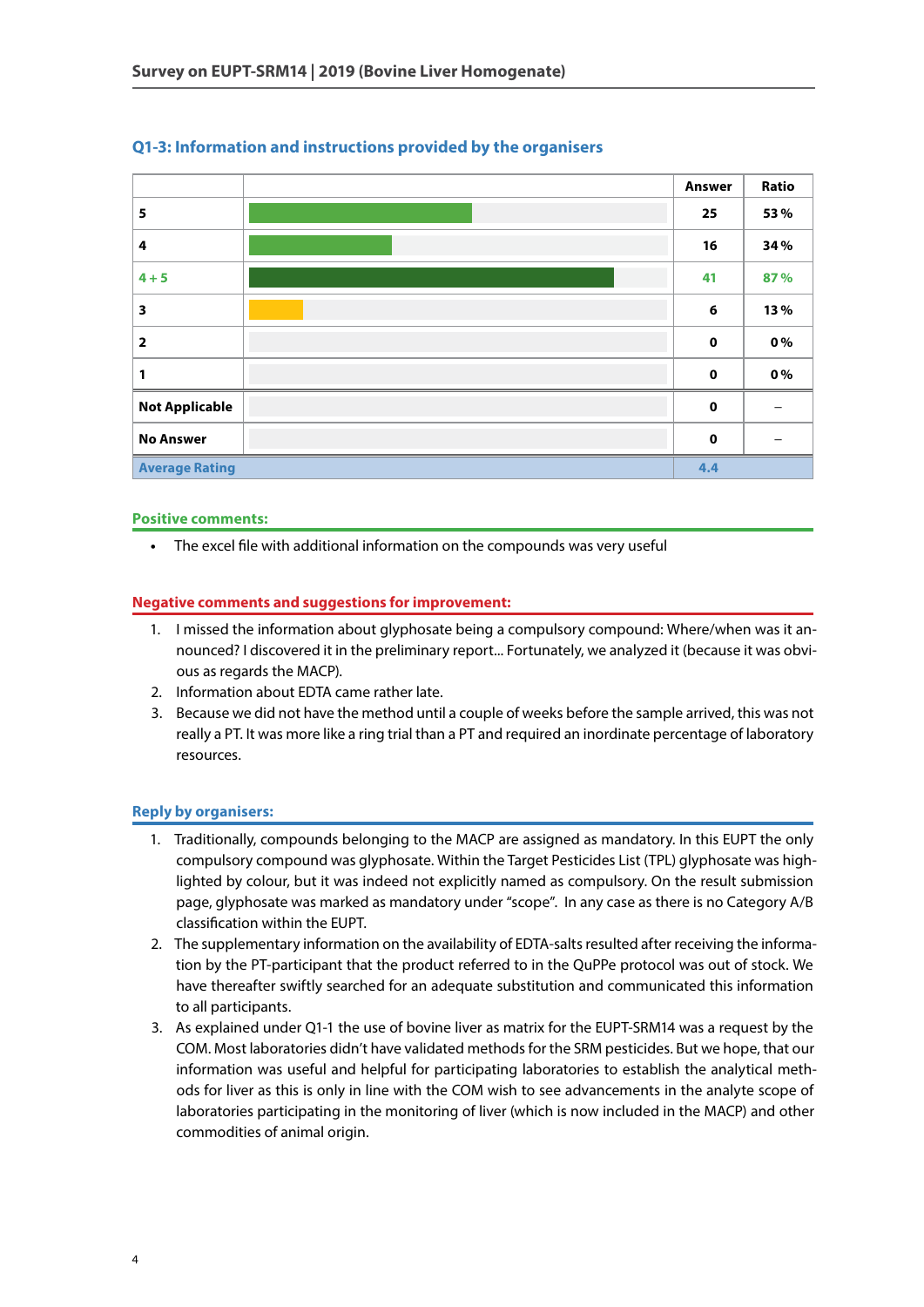## Q1-3: Information and instructions provided by the organisers

| | Answer | Ratio |
|---|---|---|
| 5 | 25 | 53 % |
| 4 | 16 | 34 % |
| 4 + 5 | 41 | 87 % |
| 3 | 6 | 13 % |
| 2 | 0 | 0 % |
| 1 | 0 | 0 % |
| Not Applicable | 0 | – |
| No Answer | 0 | – |
| **Average Rating** | 4.4 | |

**Positive comments:**

- The excel file with additional information on the compounds was very useful

**Negative comments and suggestions for improvement:**

1. I missed the information about glyphosate being a compulsory compound: Where/when was it announced? I discovered it in the preliminary report... Fortunately, we analyzed it (because it was obvious as regards the MACP).
2. Information about EDTA came rather late.
3. Because we did not have the method until a couple of weeks before the sample arrived, this was not really a PT. It was more like a ring trial than a PT and required an inordinate percentage of laboratory resources.

**Reply by organisers:**

1. Traditionally, compounds belonging to the MACP are assigned as mandatory. In this EUPT the only compulsory compound was glyphosate. Within the Target Pesticides List (TPL) glyphosate was highlighted by colour, but it was indeed not explicitly named as compulsory. On the result submission page, glyphosate was marked as mandatory under "scope". In any case as there is no Category A/B classification within the EUPT.
2. The supplementary information on the availability of EDTA-salts resulted after receiving the information by the PT-participant that the product referred to in the QuPPe protocol was out of stock. We have thereafter swiftly searched for an adequate substitution and communicated this information to all participants.
3. As explained under Q1-1 the use of bovine liver as matrix for the EUPT-SRM14 was a request by the COM. Most laboratories didn't have validated methods for the SRM pesticides. But we hope, that our information was useful and helpful for participating laboratories to establish the analytical methods for liver as this is only in line with the COM wish to see advancements in the analyte scope of laboratories participating in the monitoring of liver (which is now included in the MACP) and other commodities of animal origin.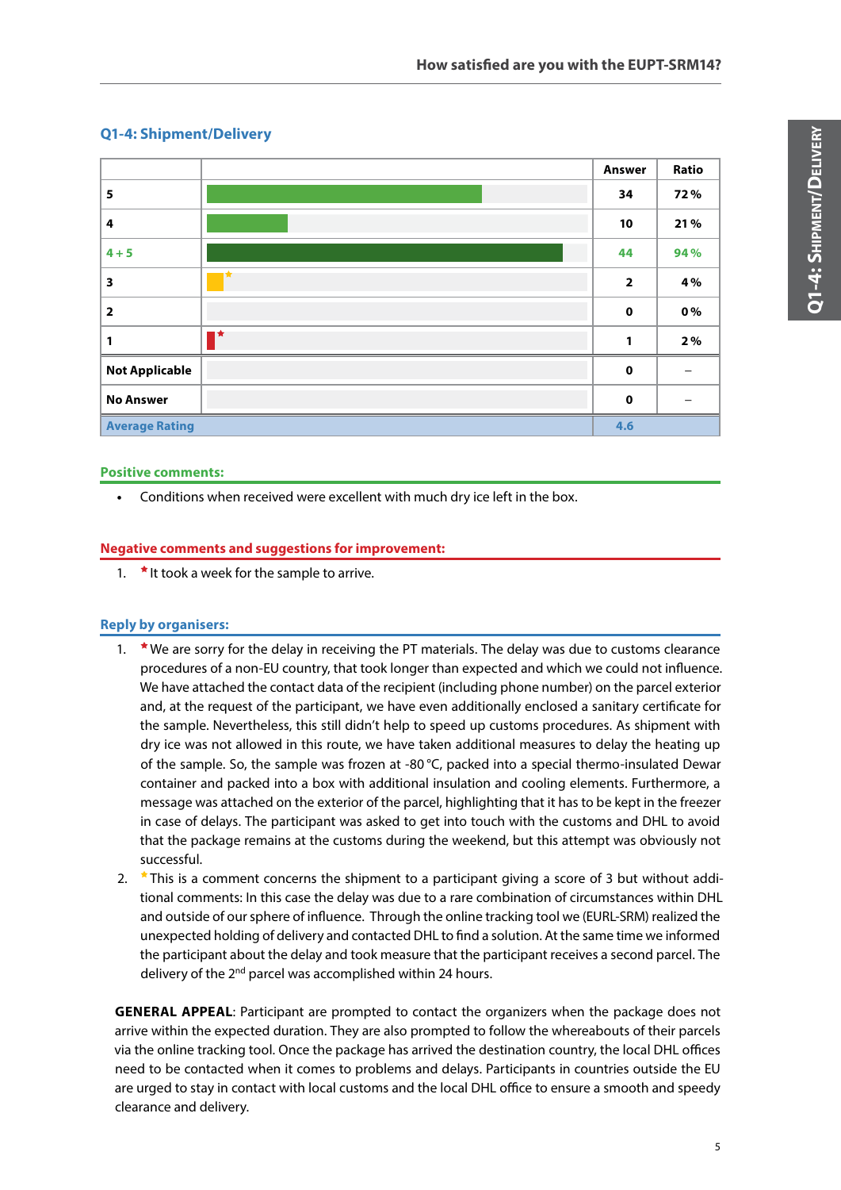## Q1-4: Shipment/Delivery

| | Answer | Ratio |
|---|---|---|
| 5 | 34 | 72 % |
| 4 | 10 | 21 % |
| 4 + 5 | 44 | 94 % |
| 3 | 2 | 4 % |
| 2 | 0 | 0 % |
| 1 | 1 | 2 % |
| Not Applicable | 0 | – |
| No Answer | 0 | – |
| Average Rating | 4.6 | |

### Positive comments:

- Conditions when received were excellent with much dry ice left in the box.

### Negative comments and suggestions for improvement:

1. *It took a week for the sample to arrive.

### Reply by organisers:

1. *We are sorry for the delay in receiving the PT materials. The delay was due to customs clearance procedures of a non-EU country, that took longer than expected and which we could not influence. We have attached the contact data of the recipient (including phone number) on the parcel exterior and, at the request of the participant, we have even additionally enclosed a sanitary certificate for the sample. Nevertheless, this still didn't help to speed up customs procedures. As shipment with dry ice was not allowed in this route, we have taken additional measures to delay the heating up of the sample. So, the sample was frozen at -80 °C, packed into a special thermo-insulated Dewar container and packed into a box with additional insulation and cooling elements. Furthermore, a message was attached on the exterior of the parcel, highlighting that it has to be kept in the freezer in case of delays. The participant was asked to get into touch with the customs and DHL to avoid that the package remains at the customs during the weekend, but this attempt was obviously not successful.
2. *This is a comment concerns the shipment to a participant giving a score of 3 but without additional comments: In this case the delay was due to a rare combination of circumstances within DHL and outside of our sphere of influence. Through the online tracking tool we (EURL-SRM) realized the unexpected holding of delivery and contacted DHL to find a solution. At the same time we informed the participant about the delay and took measure that the participant receives a second parcel. The delivery of the 2nd parcel was accomplished within 24 hours.

**GENERAL APPEAL**: Participant are prompted to contact the organizers when the package does not arrive within the expected duration. They are also prompted to follow the whereabouts of their parcels via the online tracking tool. Once the package has arrived the destination country, the local DHL offices need to be contacted when it comes to problems and delays. Participants in countries outside the EU are urged to stay in contact with local customs and the local DHL office to ensure a smooth and speedy clearance and delivery.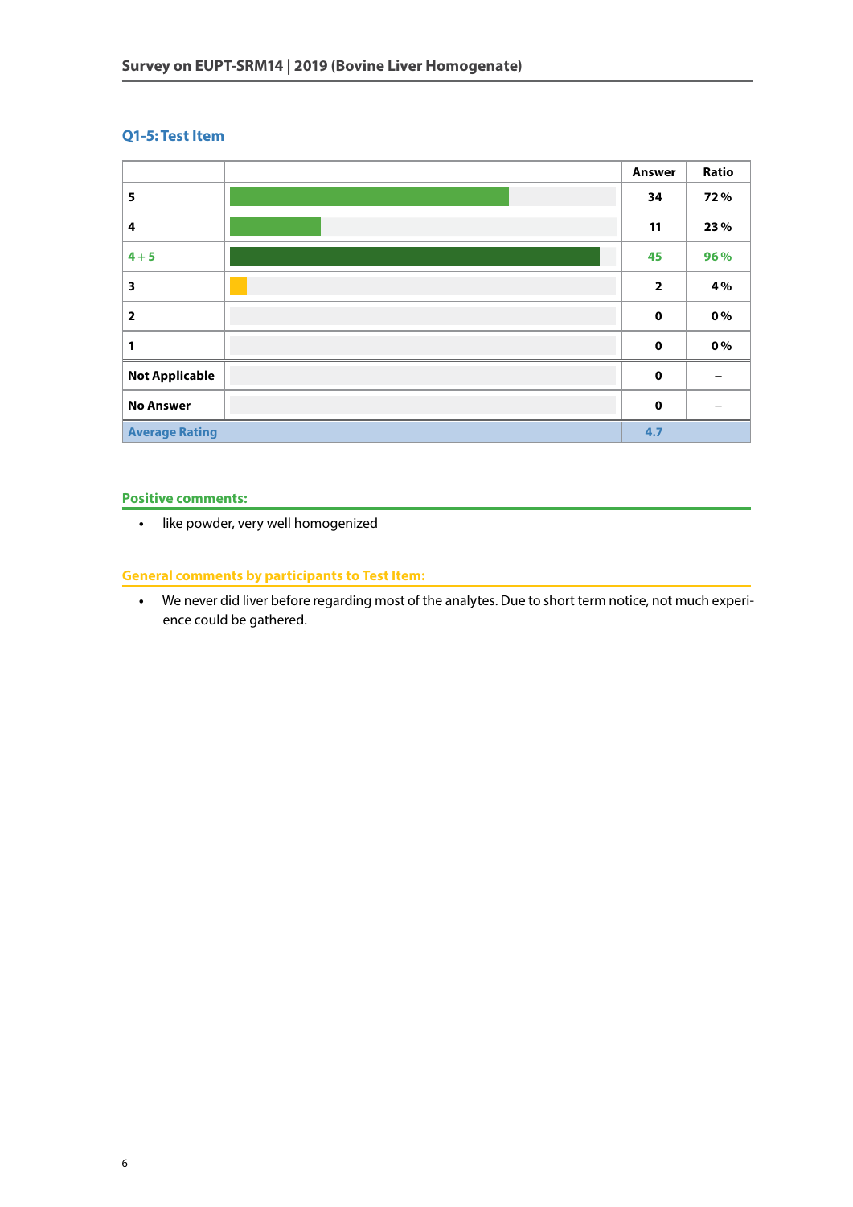## Q1-5: Test Item

| | Answer | Ratio |
|---|---|---|
| 5 | 34 | 72 % |
| 4 | 11 | 23 % |
| 4 + 5 | 45 | 96 % |
| 3 | 2 | 4 % |
| 2 | 0 | 0 % |
| 1 | 0 | 0 % |
| Not Applicable | 0 | – |
| No Answer | 0 | – |
| Average Rating | 4.7 | |

**Positive comments:**

- like powder, very well homogenized

**General comments by participants to Test Item:**

- We never did liver before regarding most of the analytes. Due to short term notice, not much experience could be gathered.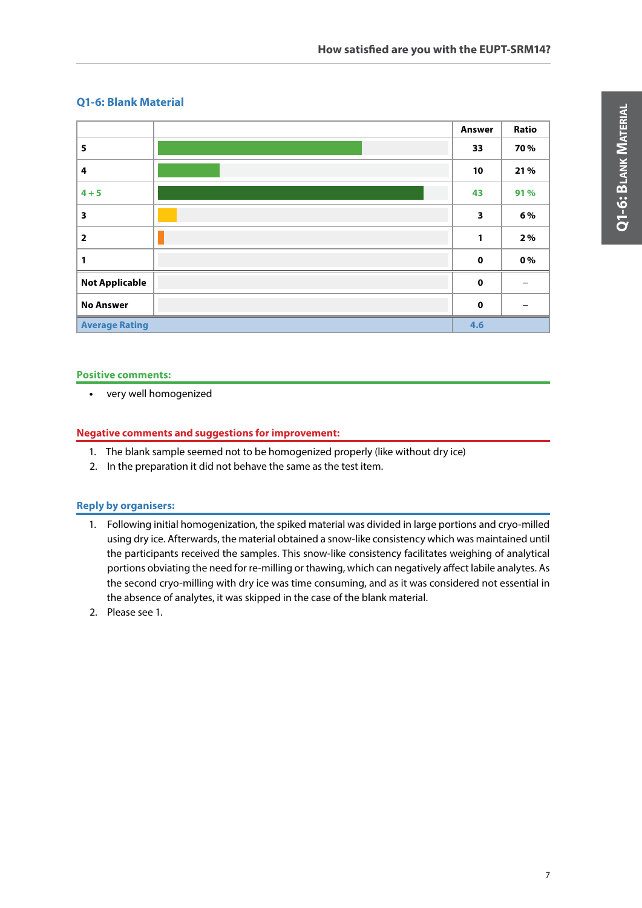## Q1-6: Blank Material

| | Answer | Ratio |
|---|---|---|
| 5 | 33 | 70 % |
| 4 | 10 | 21 % |
| 4 + 5 | 43 | 91 % |
| 3 | 3 | 6 % |
| 2 | 1 | 2 % |
| 1 | 0 | 0 % |
| Not Applicable | 0 | – |
| No Answer | 0 | – |
| Average Rating | 4.6 | |

### Positive comments:

- very well homogenized

### Negative comments and suggestions for improvement:

1. The blank sample seemed not to be homogenized properly (like without dry ice)
2. In the preparation it did not behave the same as the test item.

### Reply by organisers:

1. Following initial homogenization, the spiked material was divided in large portions and cryo-milled using dry ice. Afterwards, the material obtained a snow-like consistency which was maintained until the participants received the samples. This snow-like consistency facilitates weighing of analytical portions obviating the need for re-milling or thawing, which can negatively affect labile analytes. As the second cryo-milling with dry ice was time consuming, and as it was considered not essential in the absence of analytes, it was skipped in the case of the blank material.
2. Please see 1.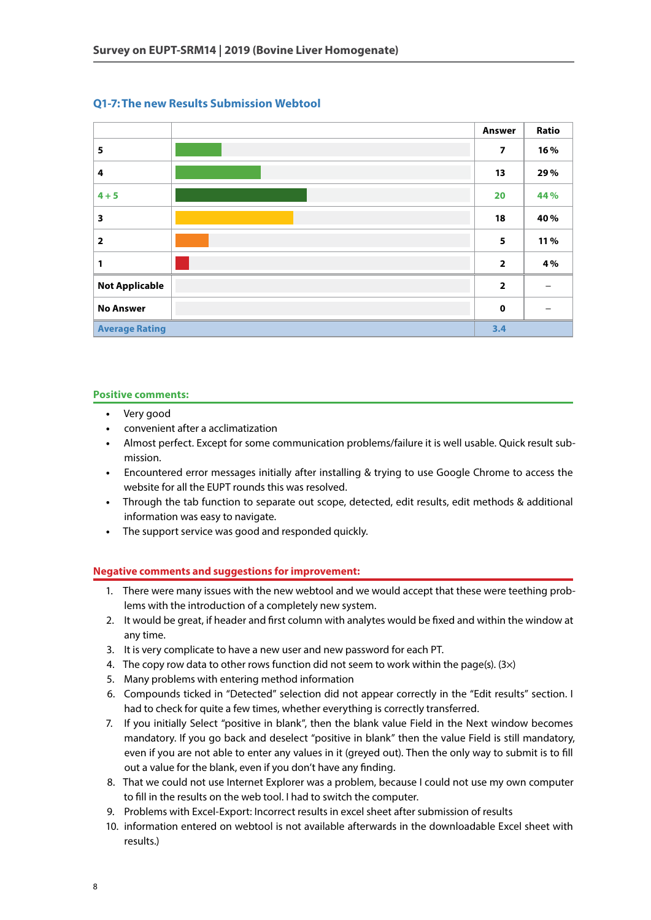## Q1-7: The new Results Submission Webtool

| | | Answer | Ratio |
|---|---|---|---|
| 5 | | 7 | 16 % |
| 4 | | 13 | 29 % |
| 4 + 5 | | 20 | 44 % |
| 3 | | 18 | 40 % |
| 2 | | 5 | 11 % |
| 1 | | 2 | 4 % |
| Not Applicable | | 2 | – |
| No Answer | | 0 | – |
| Average Rating | | 3.4 | |

**Positive comments:**

- Very good
- convenient after a acclimatization
- Almost perfect. Except for some communication problems/failure it is well usable. Quick result submission.
- Encountered error messages initially after installing & trying to use Google Chrome to access the website for all the EUPT rounds this was resolved.
- Through the tab function to separate out scope, detected, edit results, edit methods & additional information was easy to navigate.
- The support service was good and responded quickly.

**Negative comments and suggestions for improvement:**

1. There were many issues with the new webtool and we would accept that these were teething problems with the introduction of a completely new system.
2. It would be great, if header and first column with analytes would be fixed and within the window at any time.
3. It is very complicate to have a new user and new password for each PT.
4. The copy row data to other rows function did not seem to work within the page(s). (3×)
5. Many problems with entering method information
6. Compounds ticked in "Detected" selection did not appear correctly in the "Edit results" section. I had to check for quite a few times, whether everything is correctly transferred.
7. If you initially Select "positive in blank", then the blank value Field in the Next window becomes mandatory. If you go back and deselect "positive in blank" then the value Field is still mandatory, even if you are not able to enter any values in it (greyed out). Then the only way to submit is to fill out a value for the blank, even if you don't have any finding.
8. That we could not use Internet Explorer was a problem, because I could not use my own computer to fill in the results on the web tool. I had to switch the computer.
9. Problems with Excel-Export: Incorrect results in excel sheet after submission of results
10. information entered on webtool is not available afterwards in the downloadable Excel sheet with results.)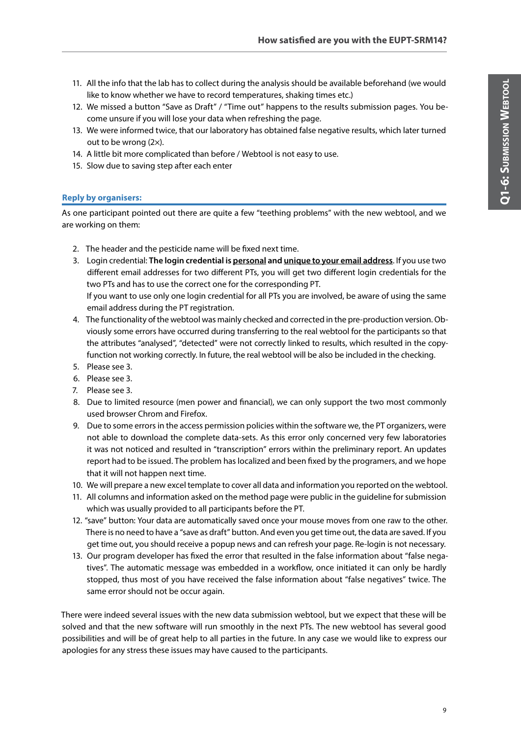11. All the info that the lab has to collect during the analysis should be available beforehand (we would like to know whether we have to record temperatures, shaking times etc.)
12. We missed a button "Save as Draft" / "Time out" happens to the results submission pages. You become unsure if you will lose your data when refreshing the page.
13. We were informed twice, that our laboratory has obtained false negative results, which later turned out to be wrong (2×).
14. A little bit more complicated than before / Webtool is not easy to use.
15. Slow due to saving step after each enter

### Reply by organisers:

As one participant pointed out there are quite a few "teething problems" with the new webtool, and we are working on them:

2. The header and the pesticide name will be fixed next time.
3. Login credential: **The login credential is <u>personal</u> and <u>unique to your email address</u>**. If you use two different email addresses for two different PTs, you will get two different login credentials for the two PTs and has to use the correct one for the corresponding PT.
   If you want to use only one login credential for all PTs you are involved, be aware of using the same email address during the PT registration.
4. The functionality of the webtool was mainly checked and corrected in the pre-production version. Obviously some errors have occurred during transferring to the real webtool for the participants so that the attributes "analysed", "detected" were not correctly linked to results, which resulted in the copy-function not working correctly. In future, the real webtool will be also included in the checking.
5. Please see 3.
6. Please see 3.
7. Please see 3.
8. Due to limited resource (men power and financial), we can only support the two most commonly used browser Chrom and Firefox.
9. Due to some errors in the access permission policies within the software we, the PT organizers, were not able to download the complete data-sets. As this error only concerned very few laboratories it was not noticed and resulted in "transcription" errors within the preliminary report. An updates report had to be issued. The problem has localized and been fixed by the programers, and we hope that it will not happen next time.
10. We will prepare a new excel template to cover all data and information you reported on the webtool.
11. All columns and information asked on the method page were public in the guideline for submission which was usually provided to all participants before the PT.
12. "save" button: Your data are automatically saved once your mouse moves from one raw to the other. There is no need to have a "save as draft" button. And even you get time out, the data are saved. If you get time out, you should receive a popup news and can refresh your page. Re-login is not necessary.
13. Our program developer has fixed the error that resulted in the false information about "false negatives". The automatic message was embedded in a workflow, once initiated it can only be hardly stopped, thus most of you have received the false information about "false negatives" twice. The same error should not be occur again.

There were indeed several issues with the new data submission webtool, but we expect that these will be solved and that the new software will run smoothly in the next PTs. The new webtool has several good possibilities and will be of great help to all parties in the future. In any case we would like to express our apologies for any stress these issues may have caused to the participants.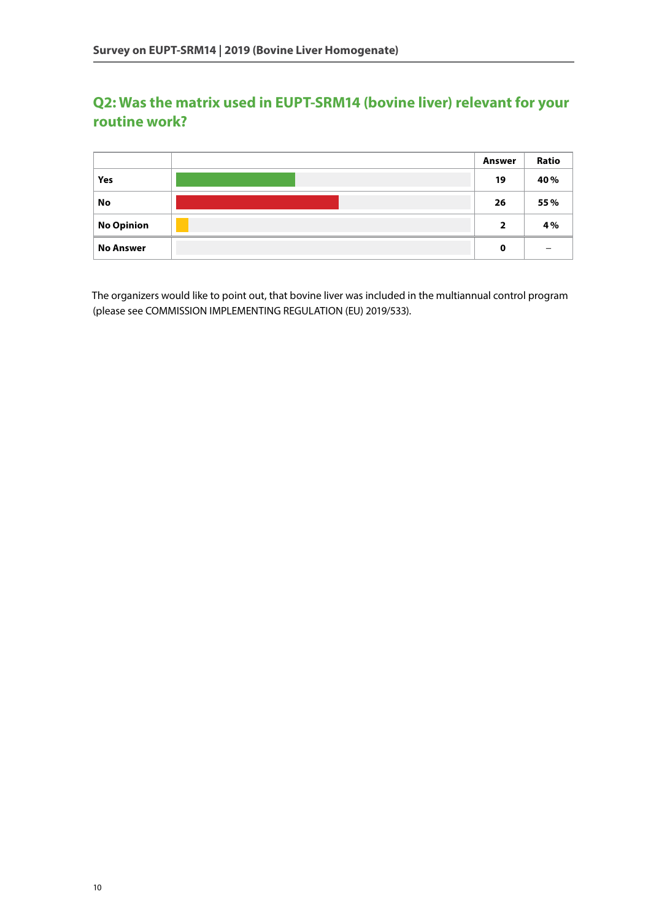## Q2: Was the matrix used in EUPT-SRM14 (bovine liver) relevant for your routine work?

| | | Answer | Ratio |
|---|---|---|---|
| Yes | | 19 | 40 % |
| No | | 26 | 55 % |
| No Opinion | | 2 | 4 % |
| No Answer | | 0 | – |

The organizers would like to point out, that bovine liver was included in the multiannual control program (please see COMMISSION IMPLEMENTING REGULATION (EU) 2019/533).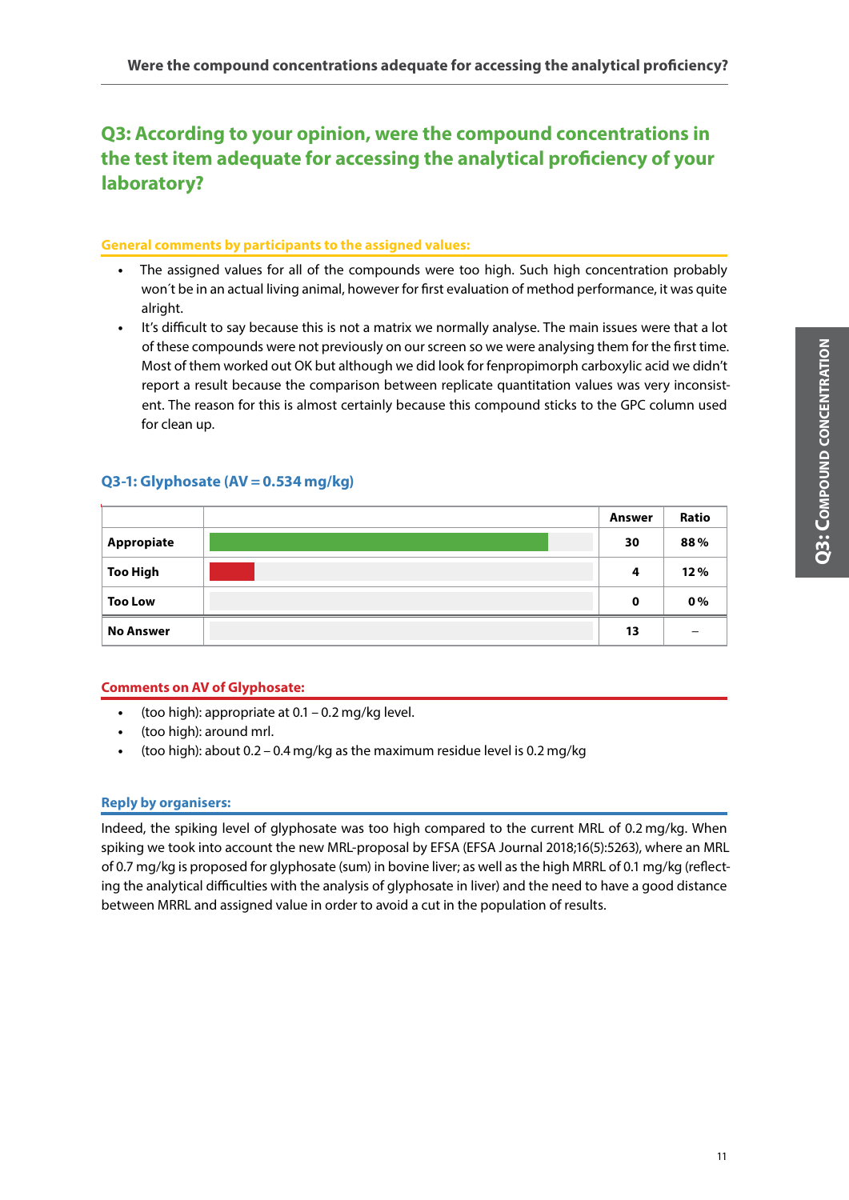## Q3: According to your opinion, were the compound concentrations in the test item adequate for accessing the analytical proficiency of your laboratory?

### General comments by participants to the assigned values:

- The assigned values for all of the compounds were too high. Such high concentration probably won´t be in an actual living animal, however for first evaluation of method performance, it was quite alright.
- It's difficult to say because this is not a matrix we normally analyse. The main issues were that a lot of these compounds were not previously on our screen so we were analysing them for the first time. Most of them worked out OK but although we did look for fenpropimorph carboxylic acid we didn't report a result because the comparison between replicate quantitation values was very inconsistent. The reason for this is almost certainly because this compound sticks to the GPC column used for clean up.

### Q3-1: Glyphosate (AV = 0.534 mg/kg)

| | | Answer | Ratio |
|---|---|---|---|
| **Appropiate** | | 30 | 88 % |
| **Too High** | | 4 | 12 % |
| **Too Low** | | 0 | 0 % |
| **No Answer** | | 13 | – |

### Comments on AV of Glyphosate:

- (too high): appropriate at 0.1 – 0.2 mg/kg level.
- (too high): around mrl.
- (too high): about 0.2 – 0.4 mg/kg as the maximum residue level is 0.2 mg/kg

### Reply by organisers:

Indeed, the spiking level of glyphosate was too high compared to the current MRL of 0.2 mg/kg. When spiking we took into account the new MRL-proposal by EFSA (EFSA Journal 2018;16(5):5263), where an MRL of 0.7 mg/kg is proposed for glyphosate (sum) in bovine liver; as well as the high MRRL of 0.1 mg/kg (reflecting the analytical difficulties with the analysis of glyphosate in liver) and the need to have a good distance between MRRL and assigned value in order to avoid a cut in the population of results.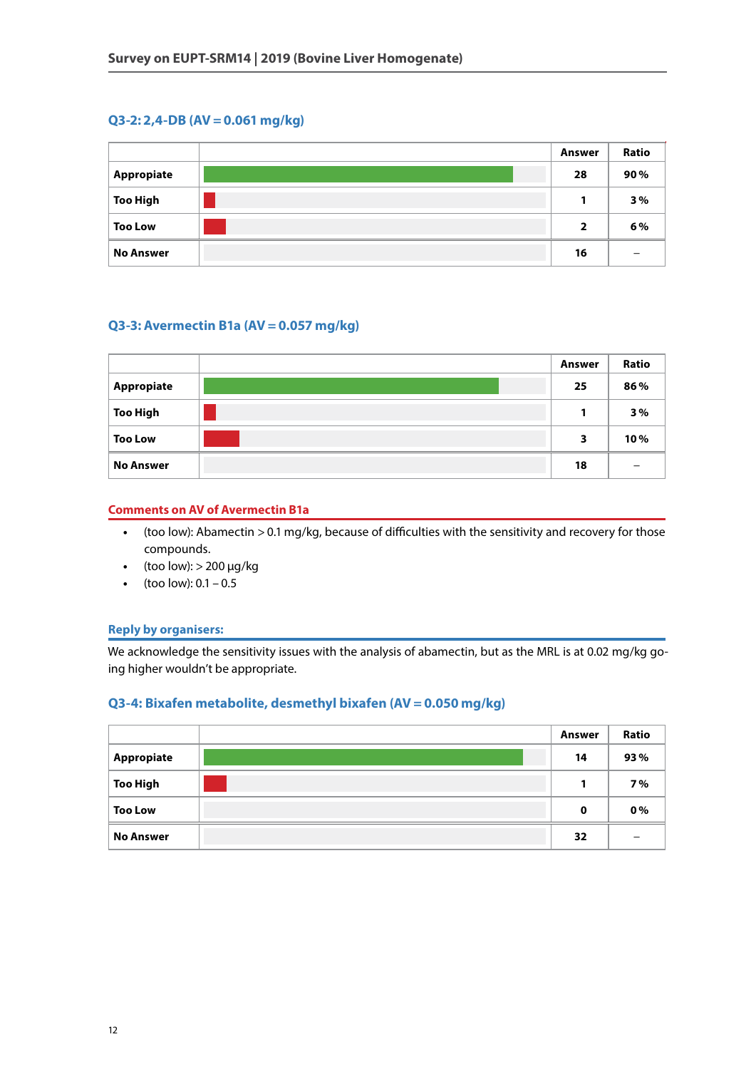### Q3-2: 2,4-DB (AV = 0.061 mg/kg)

| | Answer | Ratio |
|---|---|---|
| Appropiate | 28 | 90 % |
| Too High | 1 | 3 % |
| Too Low | 2 | 6 % |
| No Answer | 16 | – |

### Q3-3: Avermectin B1a (AV = 0.057 mg/kg)

| | Answer | Ratio |
|---|---|---|
| Appropiate | 25 | 86 % |
| Too High | 1 | 3 % |
| Too Low | 3 | 10 % |
| No Answer | 18 | – |

#### Comments on AV of Avermectin B1a

- (too low): Abamectin > 0.1 mg/kg, because of difficulties with the sensitivity and recovery for those compounds.
- (too low): > 200 µg/kg
- (too low): 0.1 – 0.5

#### Reply by organisers:

We acknowledge the sensitivity issues with the analysis of abamectin, but as the MRL is at 0.02 mg/kg going higher wouldn't be appropriate.

### Q3-4: Bixafen metabolite, desmethyl bixafen (AV = 0.050 mg/kg)

| | Answer | Ratio |
|---|---|---|
| Appropiate | 14 | 93 % |
| Too High | 1 | 7 % |
| Too Low | 0 | 0 % |
| No Answer | 32 | – |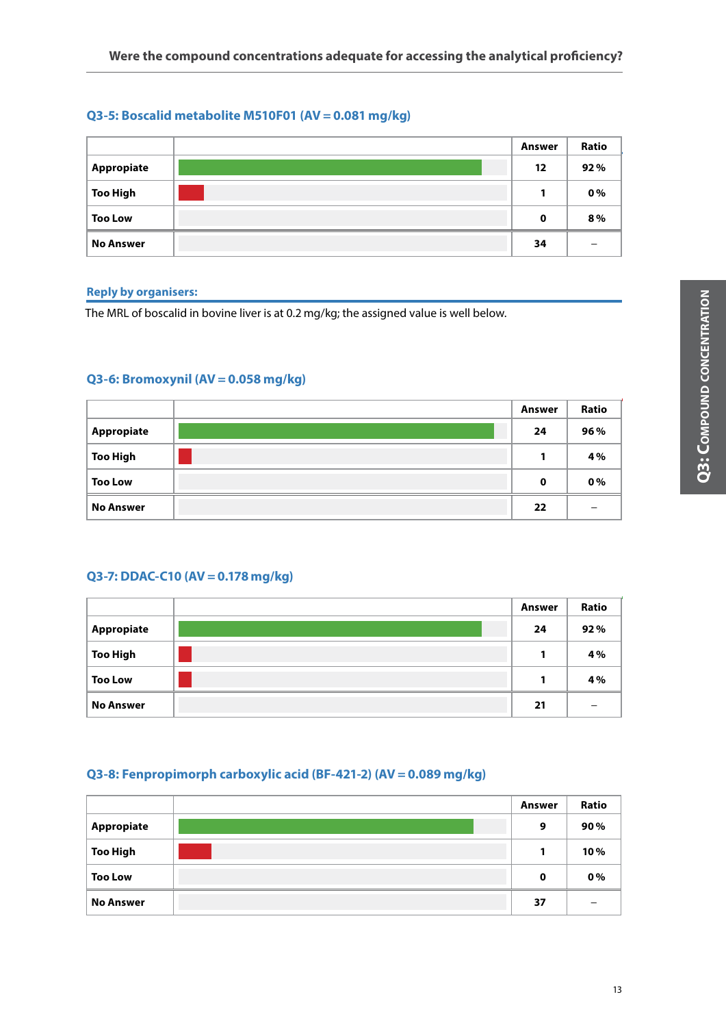## Q3-5: Boscalid metabolite M510F01 (AV = 0.081 mg/kg)

| | Answer | Ratio |
|---|---|---|
| Appropiate | 12 | 92 % |
| Too High | 1 | 0 % |
| Too Low | 0 | 8 % |
| No Answer | 34 | – |

**Reply by organisers:**

The MRL of boscalid in bovine liver is at 0.2 mg/kg; the assigned value is well below.

## Q3-6: Bromoxynil (AV = 0.058 mg/kg)

| | Answer | Ratio |
|---|---|---|
| Appropiate | 24 | 96 % |
| Too High | 1 | 4 % |
| Too Low | 0 | 0 % |
| No Answer | 22 | – |

## Q3-7: DDAC-C10 (AV = 0.178 mg/kg)

| | Answer | Ratio |
|---|---|---|
| Appropiate | 24 | 92 % |
| Too High | 1 | 4 % |
| Too Low | 1 | 4 % |
| No Answer | 21 | – |

## Q3-8: Fenpropimorph carboxylic acid (BF-421-2) (AV = 0.089 mg/kg)

| | Answer | Ratio |
|---|---|---|
| Appropiate | 9 | 90 % |
| Too High | 1 | 10 % |
| Too Low | 0 | 0 % |
| No Answer | 37 | – |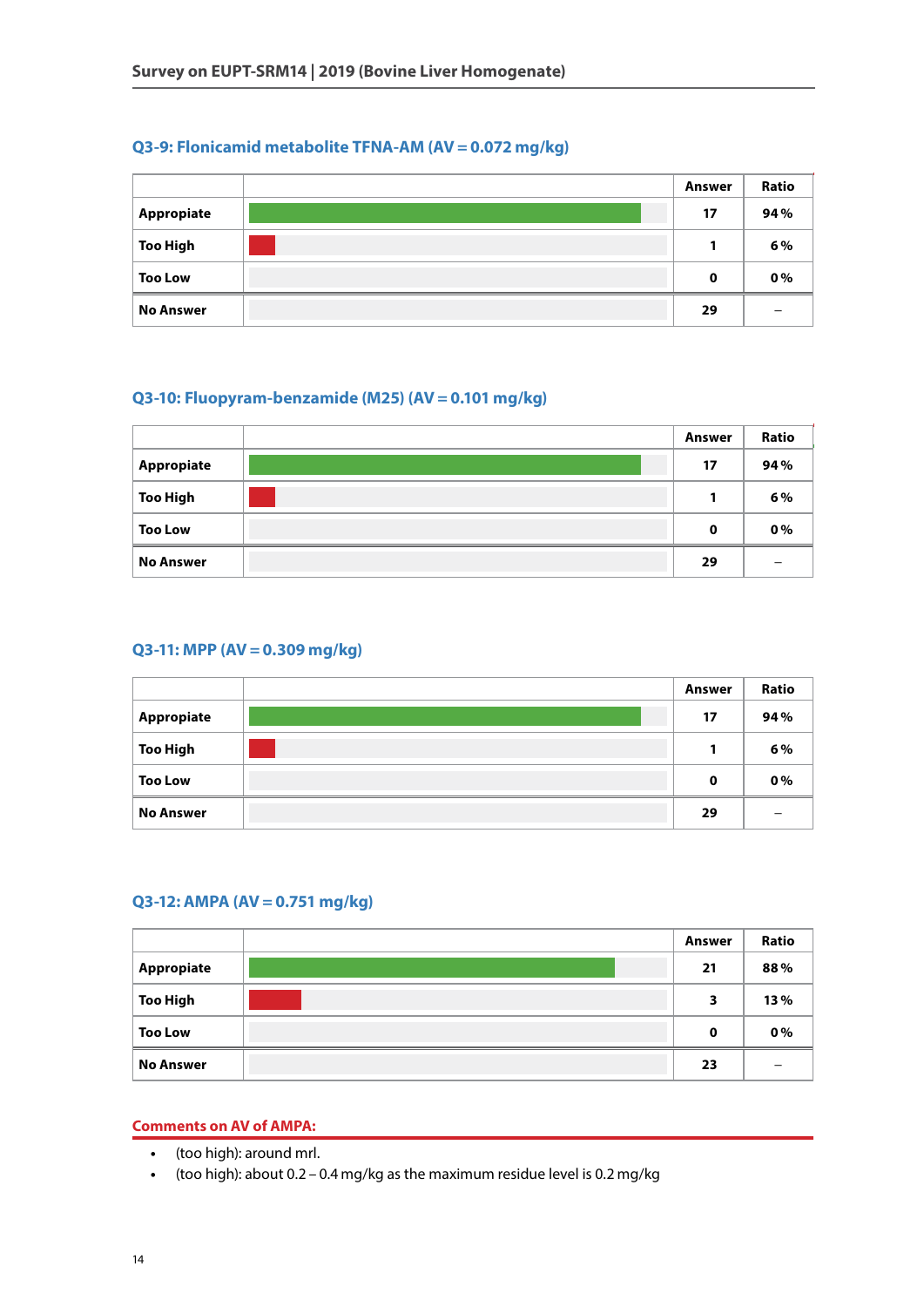### Q3-9: Flonicamid metabolite TFNA-AM (AV = 0.072 mg/kg)

| | Answer | Ratio |
|---|---|---|
| Appropiate | 17 | 94 % |
| Too High | 1 | 6 % |
| Too Low | 0 | 0 % |
| No Answer | 29 | – |

### Q3-10: Fluopyram-benzamide (M25) (AV = 0.101 mg/kg)

| | Answer | Ratio |
|---|---|---|
| Appropiate | 17 | 94 % |
| Too High | 1 | 6 % |
| Too Low | 0 | 0 % |
| No Answer | 29 | – |

### Q3-11: MPP (AV = 0.309 mg/kg)

| | Answer | Ratio |
|---|---|---|
| Appropiate | 17 | 94 % |
| Too High | 1 | 6 % |
| Too Low | 0 | 0 % |
| No Answer | 29 | – |

### Q3-12: AMPA (AV = 0.751 mg/kg)

| | Answer | Ratio |
|---|---|---|
| Appropiate | 21 | 88 % |
| Too High | 3 | 13 % |
| Too Low | 0 | 0 % |
| No Answer | 23 | – |

#### Comments on AV of AMPA:

- (too high): around mrl.
- (too high): about 0.2 – 0.4 mg/kg as the maximum residue level is 0.2 mg/kg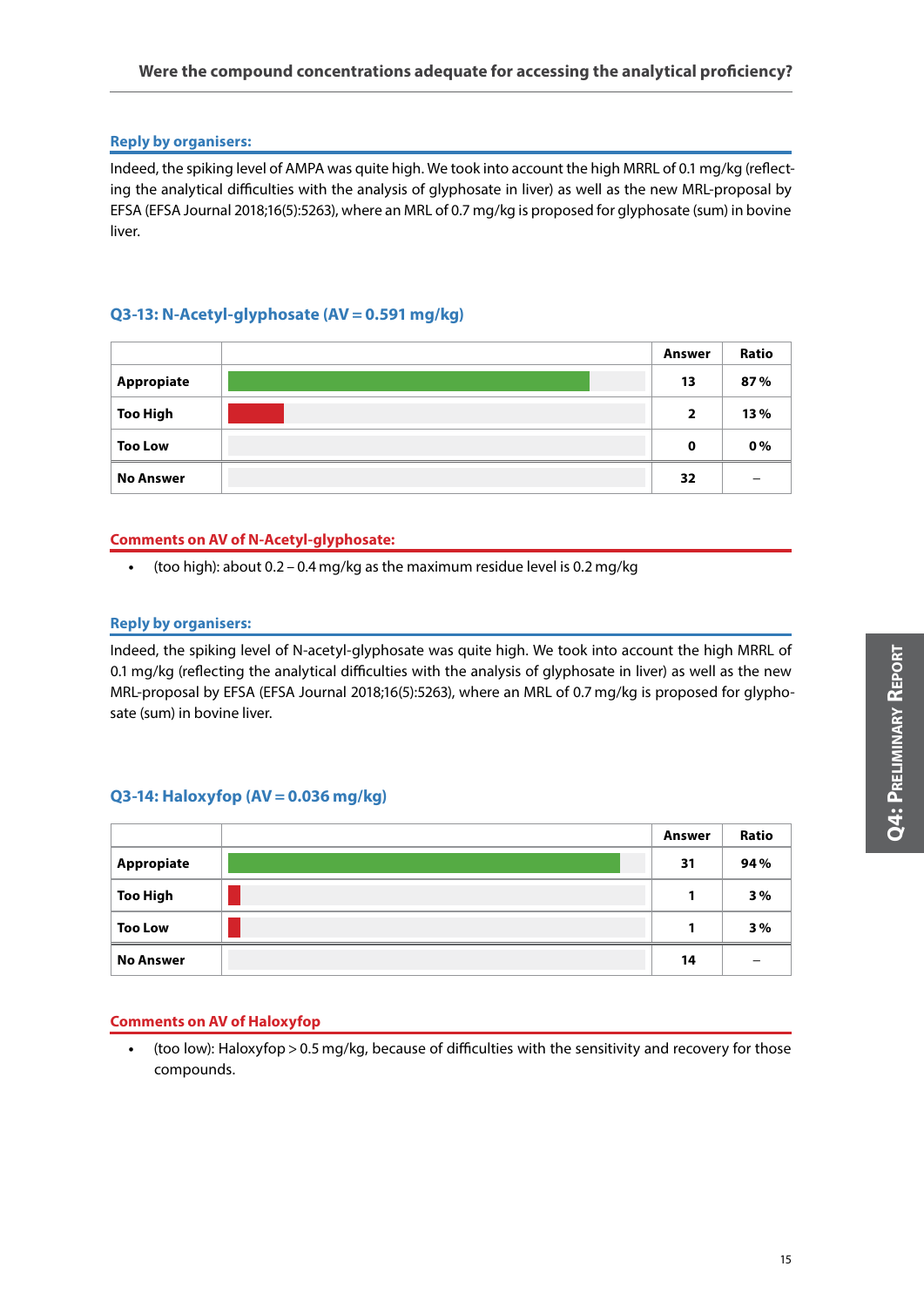### Reply by organisers:

Indeed, the spiking level of AMPA was quite high. We took into account the high MRRL of 0.1 mg/kg (reflecting the analytical difficulties with the analysis of glyphosate in liver) as well as the new MRL-proposal by EFSA (EFSA Journal 2018;16(5):5263), where an MRL of 0.7 mg/kg is proposed for glyphosate (sum) in bovine liver.

## Q3-13: N-Acetyl-glyphosate (AV = 0.591 mg/kg)

| | Answer | Ratio |
|---|---|---|
| **Appropiate** | 13 | 87 % |
| **Too High** | 2 | 13 % |
| **Too Low** | 0 | 0 % |
| **No Answer** | 32 | – |

### Comments on AV of N-Acetyl-glyphosate:

- (too high): about 0.2 – 0.4 mg/kg as the maximum residue level is 0.2 mg/kg

### Reply by organisers:

Indeed, the spiking level of N-acetyl-glyphosate was quite high. We took into account the high MRRL of 0.1 mg/kg (reflecting the analytical difficulties with the analysis of glyphosate in liver) as well as the new MRL-proposal by EFSA (EFSA Journal 2018;16(5):5263), where an MRL of 0.7 mg/kg is proposed for glyphosate (sum) in bovine liver.

## Q3-14: Haloxyfop (AV = 0.036 mg/kg)

| | Answer | Ratio |
|---|---|---|
| **Appropiate** | 31 | 94 % |
| **Too High** | 1 | 3 % |
| **Too Low** | 1 | 3 % |
| **No Answer** | 14 | – |

### Comments on AV of Haloxyfop

- (too low): Haloxyfop > 0.5 mg/kg, because of difficulties with the sensitivity and recovery for those compounds.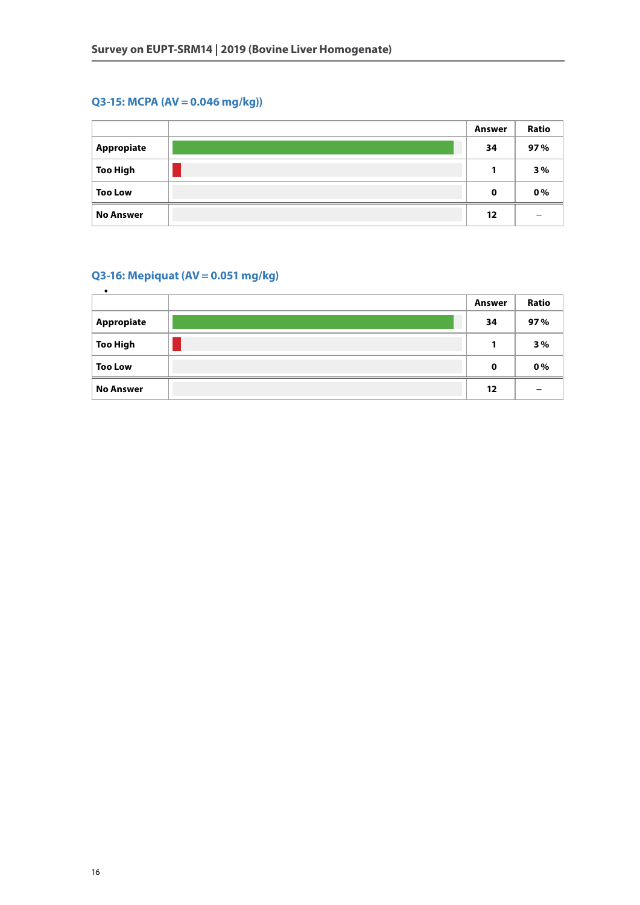### Q3-15: MCPA (AV = 0.046 mg/kg))

| | | Answer | Ratio |
|---|---|---|---|
| **Appropiate** | | 34 | 97 % |
| **Too High** | | 1 | 3 % |
| **Too Low** | | 0 | 0 % |
| **No Answer** | | 12 | – |

### Q3-16: Mepiquat (AV = 0.051 mg/kg)

| | | Answer | Ratio |
|---|---|---|---|
| **Appropiate** | | 34 | 97 % |
| **Too High** | | 1 | 3 % |
| **Too Low** | | 0 | 0 % |
| **No Answer** | | 12 | – |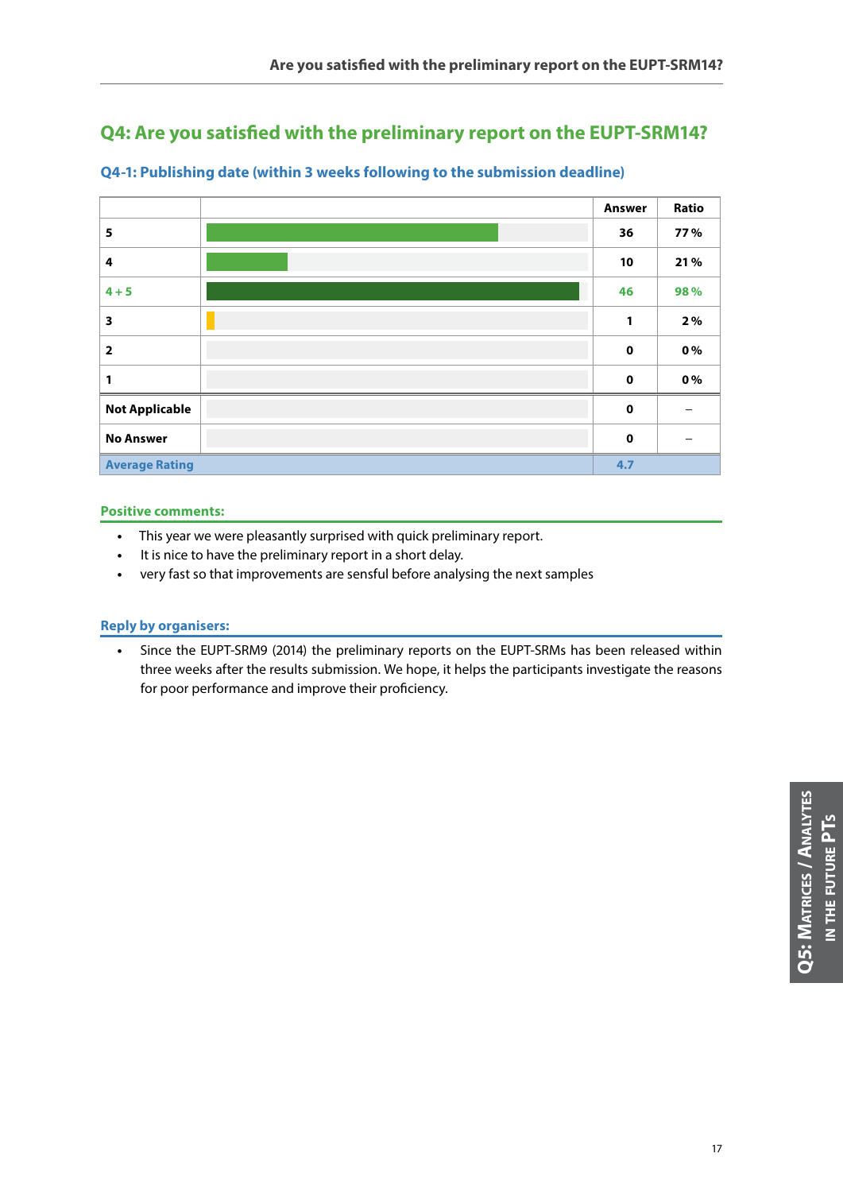## Q4: Are you satisfied with the preliminary report on the EUPT-SRM14?

### Q4-1: Publishing date (within 3 weeks following to the submission deadline)

| | Answer | Ratio |
|---|---|---|
| 5 | 36 | 77 % |
| 4 | 10 | 21 % |
| 4 + 5 | 46 | 98 % |
| 3 | 1 | 2 % |
| 2 | 0 | 0 % |
| 1 | 0 | 0 % |
| Not Applicable | 0 | – |
| No Answer | 0 | – |
| Average Rating | 4.7 | |

**Positive comments:**

- This year we were pleasantly surprised with quick preliminary report.
- It is nice to have the preliminary report in a short delay.
- very fast so that improvements are sensful before analysing the next samples

**Reply by organisers:**

- Since the EUPT-SRM9 (2014) the preliminary reports on the EUPT-SRMs has been released within three weeks after the results submission. We hope, it helps the participants investigate the reasons for poor performance and improve their proficiency.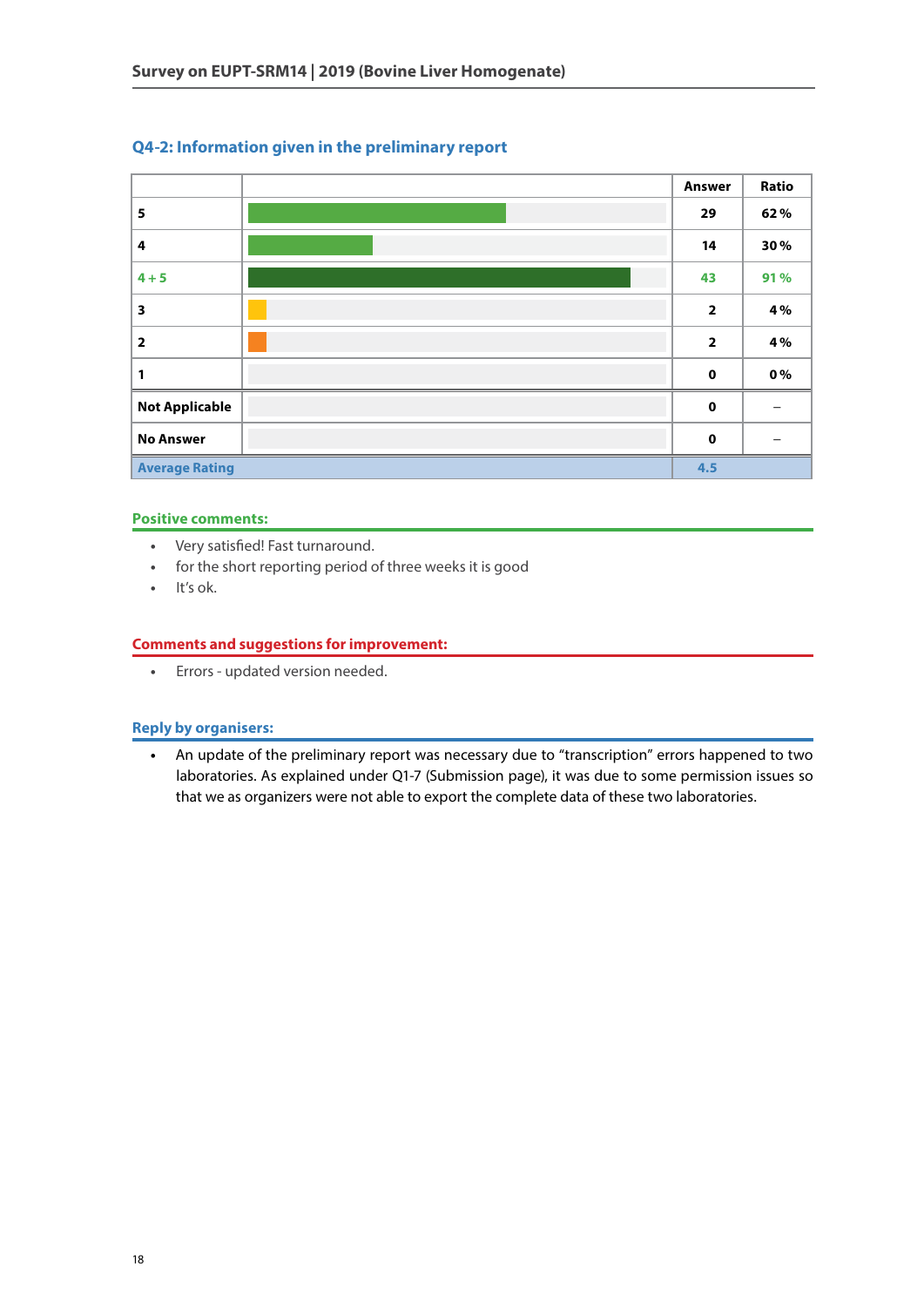## Q4-2: Information given in the preliminary report

| | Answer | Ratio |
|---|---|---|
| 5 | 29 | 62 % |
| 4 | 14 | 30 % |
| 4 + 5 | 43 | 91 % |
| 3 | 2 | 4 % |
| 2 | 2 | 4 % |
| 1 | 0 | 0 % |
| Not Applicable | 0 | – |
| No Answer | 0 | – |
| Average Rating | 4.5 | |

### Positive comments:

- Very satisfied! Fast turnaround.
- for the short reporting period of three weeks it is good
- It's ok.

### Comments and suggestions for improvement:

- Errors - updated version needed.

### Reply by organisers:

- An update of the preliminary report was necessary due to "transcription" errors happened to two laboratories. As explained under Q1-7 (Submission page), it was due to some permission issues so that we as organizers were not able to export the complete data of these two laboratories.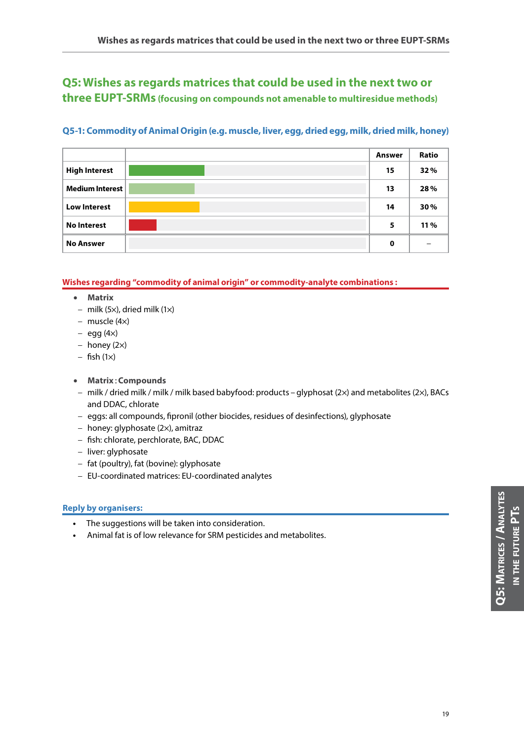## Q5: Wishes as regards matrices that could be used in the next two or three EUPT-SRMs (focusing on compounds not amenable to multiresidue methods)

### Q5-1: Commodity of Animal Origin (e.g. muscle, liver, egg, dried egg, milk, dried milk, honey)

| | | Answer | Ratio |
|---|---|---|---|
| High Interest | | 15 | 32 % |
| Medium Interest | | 13 | 28 % |
| Low Interest | | 14 | 30 % |
| No Interest | | 5 | 11 % |
| No Answer | | 0 | – |

**Wishes regarding "commodity of animal origin" or commodity-analyte combinations :**

- **Matrix**
  - milk (5×), dried milk (1×)
  - muscle (4×)
  - egg (4×)
  - honey (2×)
  - fish (1×)

- **Matrix : Compounds**
  - milk / dried milk / milk / milk based babyfood: products – glyphosat (2×) and metabolites (2×), BACs and DDAC, chlorate
  - eggs: all compounds, fipronil (other biocides, residues of desinfections), glyphosate
  - honey: glyphosate (2×), amitraz
  - fish: chlorate, perchlorate, BAC, DDAC
  - liver: glyphosate
  - fat (poultry), fat (bovine): glyphosate
  - EU-coordinated matrices: EU-coordinated analytes

**Reply by organisers:**

- The suggestions will be taken into consideration.
- Animal fat is of low relevance for SRM pesticides and metabolites.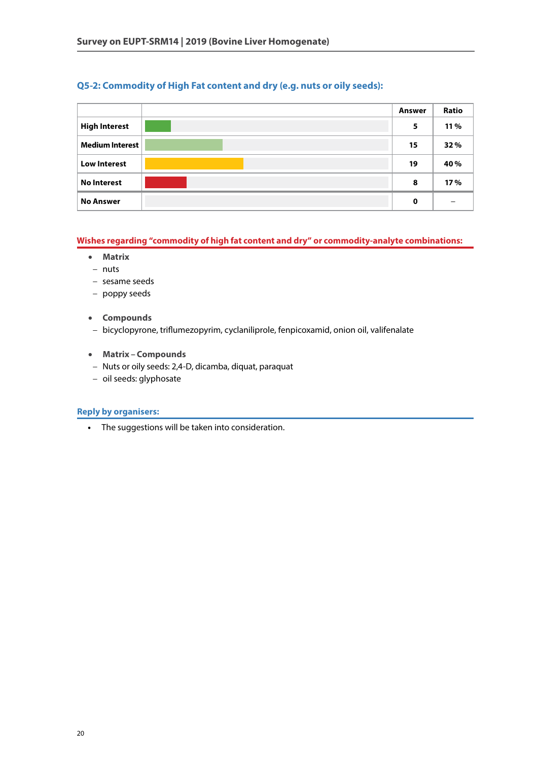### Q5-2: Commodity of High Fat content and dry (e.g. nuts or oily seeds):

| | Answer | Ratio |
|---|---|---|
| **High Interest** | 5 | 11 % |
| **Medium Interest** | 15 | 32 % |
| **Low Interest** | 19 | 40 % |
| **No Interest** | 8 | 17 % |
| **No Answer** | 0 | – |

### Wishes regarding “commodity of high fat content and dry” or commodity-analyte combinations:

- **Matrix**
  - nuts
  - sesame seeds
  - poppy seeds

- **Compounds**
  - bicyclopyrone, triflumezopyrim, cyclaniliprole, fenpicoxamid, onion oil, valifenalate

- **Matrix – Compounds**
  - Nuts or oily seeds: 2,4-D, dicamba, diquat, paraquat
  - oil seeds: glyphosate

### Reply by organisers:

- The suggestions will be taken into consideration.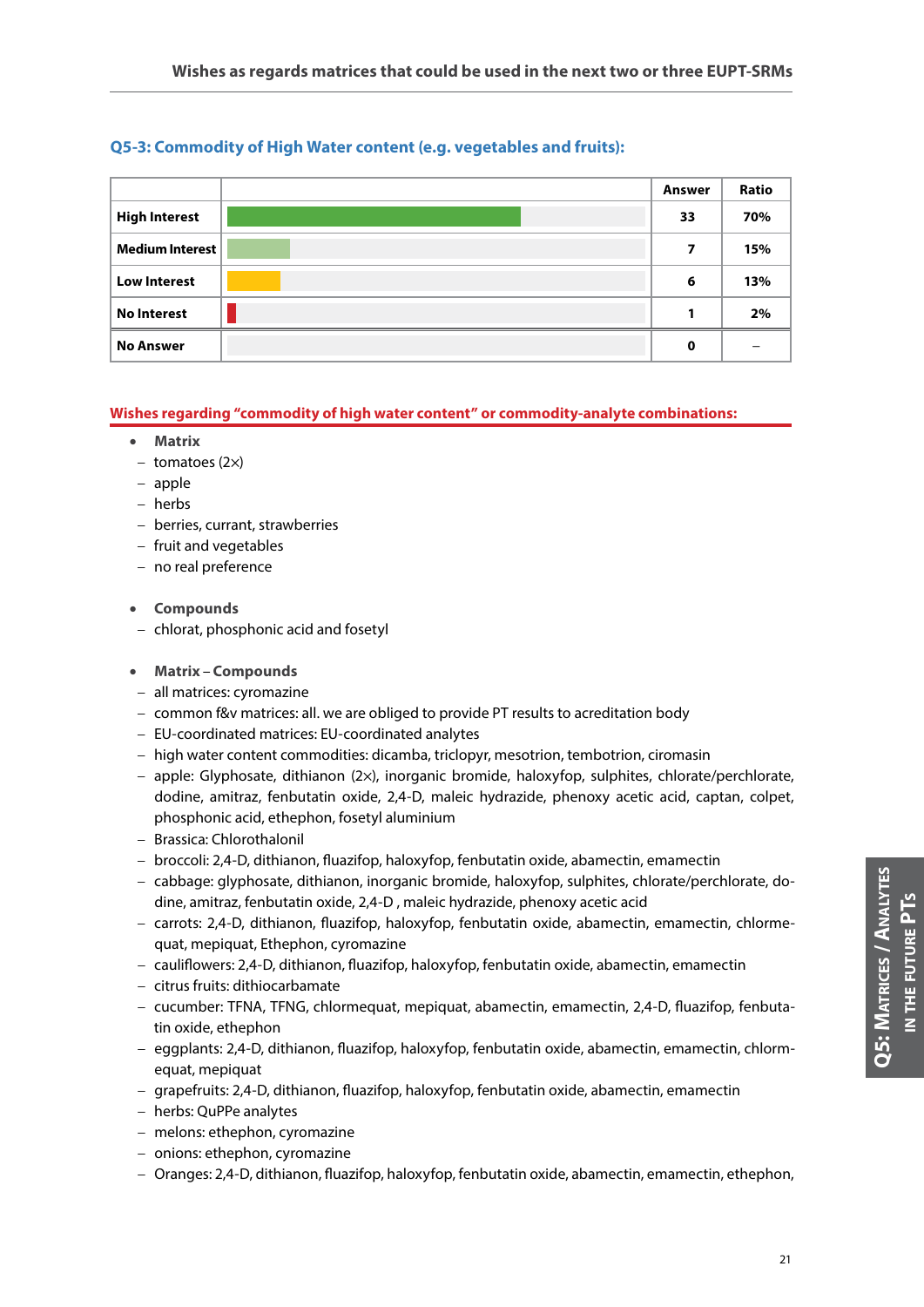### Q5-3: Commodity of High Water content (e.g. vegetables and fruits):

| | Answer | Ratio |
|---|---|---|
| **High Interest** | 33 | 70% |
| **Medium Interest** | 7 | 15% |
| **Low Interest** | 6 | 13% |
| **No Interest** | 1 | 2% |
| **No Answer** | 0 | – |

#### Wishes regarding “commodity of high water content” or commodity-analyte combinations:

- **Matrix**
  - tomatoes (2×)
  - apple
  - herbs
  - berries, currant, strawberries
  - fruit and vegetables
  - no real preference

- **Compounds**
  - chlorat, phosphonic acid and fosetyl

- **Matrix – Compounds**
  - all matrices: cyromazine
  - common f&v matrices: all. we are obliged to provide PT results to acreditation body
  - EU-coordinated matrices: EU-coordinated analytes
  - high water content commodities: dicamba, triclopyr, mesotrion, tembotrion, ciromasin
  - apple: Glyphosate, dithianon (2×), inorganic bromide, haloxyfop, sulphites, chlorate/perchlorate, dodine, amitraz, fenbutatin oxide, 2,4-D, maleic hydrazide, phenoxy acetic acid, captan, colpet, phosphonic acid, ethephon, fosetyl aluminium
  - Brassica: Chlorothalonil
  - broccoli: 2,4-D, dithianon, fluazifop, haloxyfop, fenbutatin oxide, abamectin, emamectin
  - cabbage: glyphosate, dithianon, inorganic bromide, haloxyfop, sulphites, chlorate/perchlorate, dodine, amitraz, fenbutatin oxide, 2,4-D , maleic hydrazide, phenoxy acetic acid
  - carrots: 2,4-D, dithianon, fluazifop, haloxyfop, fenbutatin oxide, abamectin, emamectin, chlormequat, mepiquat, Ethephon, cyromazine
  - cauliflowers: 2,4-D, dithianon, fluazifop, haloxyfop, fenbutatin oxide, abamectin, emamectin
  - citrus fruits: dithiocarbamate
  - cucumber: TFNA, TFNG, chlormequat, mepiquat, abamectin, emamectin, 2,4-D, fluazifop, fenbutatin oxide, ethephon
  - eggplants: 2,4-D, dithianon, fluazifop, haloxyfop, fenbutatin oxide, abamectin, emamectin, chlormequat, mepiquat
  - grapefruits: 2,4-D, dithianon, fluazifop, haloxyfop, fenbutatin oxide, abamectin, emamectin
  - herbs: QuPPe analytes
  - melons: ethephon, cyromazine
  - onions: ethephon, cyromazine
  - Oranges: 2,4-D, dithianon, fluazifop, haloxyfop, fenbutatin oxide, abamectin, emamectin, ethephon,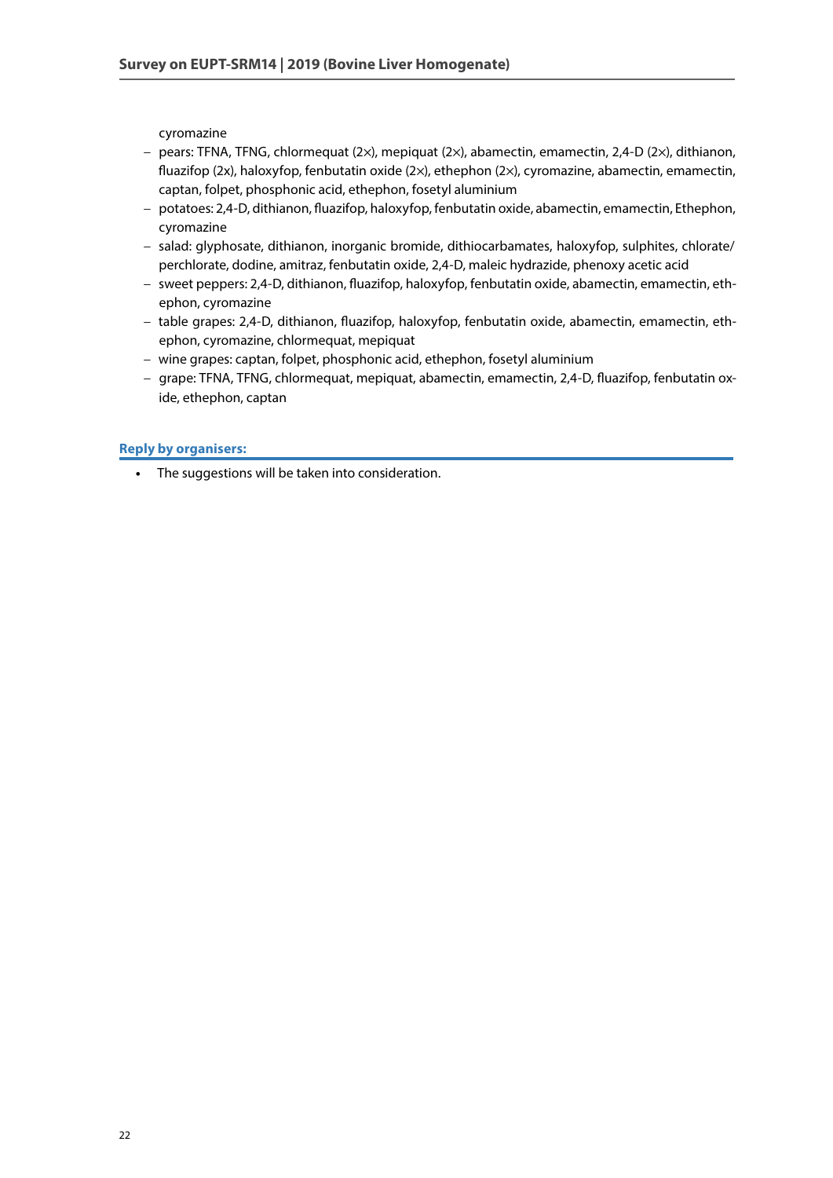cyromazine

- pears: TFNA, TFNG, chlormequat (2×), mepiquat (2×), abamectin, emamectin, 2,4-D (2×), dithianon, fluazifop (2x), haloxyfop, fenbutatin oxide (2×), ethephon (2×), cyromazine, abamectin, emamectin, captan, folpet, phosphonic acid, ethephon, fosetyl aluminium
- potatoes: 2,4-D, dithianon, fluazifop, haloxyfop, fenbutatin oxide, abamectin, emamectin, Ethephon, cyromazine
- salad: glyphosate, dithianon, inorganic bromide, dithiocarbamates, haloxyfop, sulphites, chlorate/perchlorate, dodine, amitraz, fenbutatin oxide, 2,4-D, maleic hydrazide, phenoxy acetic acid
- sweet peppers: 2,4-D, dithianon, fluazifop, haloxyfop, fenbutatin oxide, abamectin, emamectin, ethephon, cyromazine
- table grapes: 2,4-D, dithianon, fluazifop, haloxyfop, fenbutatin oxide, abamectin, emamectin, ethephon, cyromazine, chlormequat, mepiquat
- wine grapes: captan, folpet, phosphonic acid, ethephon, fosetyl aluminium
- grape: TFNA, TFNG, chlormequat, mepiquat, abamectin, emamectin, 2,4-D, fluazifop, fenbutatin oxide, ethephon, captan

**Reply by organisers:**

- The suggestions will be taken into consideration.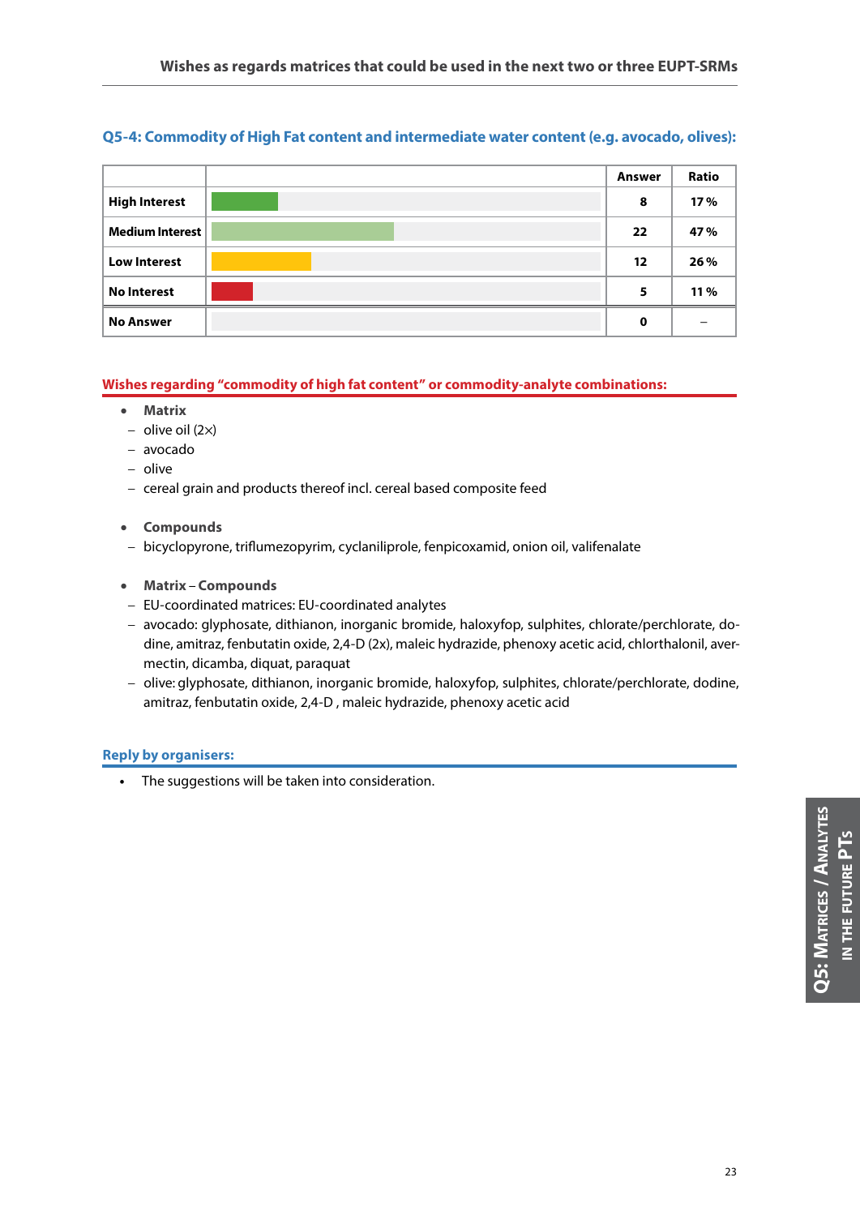### Q5-4: Commodity of High Fat content and intermediate water content (e.g. avocado, olives):

| | Answer | Ratio |
|---|---|---|
| **High Interest** | 8 | 17 % |
| **Medium Interest** | 22 | 47 % |
| **Low Interest** | 12 | 26 % |
| **No Interest** | 5 | 11 % |
| **No Answer** | 0 | – |

#### Wishes regarding "commodity of high fat content" or commodity-analyte combinations:

- **Matrix**
  - olive oil (2×)
  - avocado
  - olive
  - cereal grain and products thereof incl. cereal based composite feed

- **Compounds**
  - bicyclopyrone, triflumezopyrim, cyclaniliprole, fenpicoxamid, onion oil, valifenalate

- **Matrix – Compounds**
  - EU-coordinated matrices: EU-coordinated analytes
  - avocado: glyphosate, dithianon, inorganic bromide, haloxyfop, sulphites, chlorate/perchlorate, dodine, amitraz, fenbutatin oxide, 2,4-D (2x), maleic hydrazide, phenoxy acetic acid, chlorthalonil, avermectin, dicamba, diquat, paraquat
  - olive: glyphosate, dithianon, inorganic bromide, haloxyfop, sulphites, chlorate/perchlorate, dodine, amitraz, fenbutatin oxide, 2,4-D , maleic hydrazide, phenoxy acetic acid

#### Reply by organisers:

- The suggestions will be taken into consideration.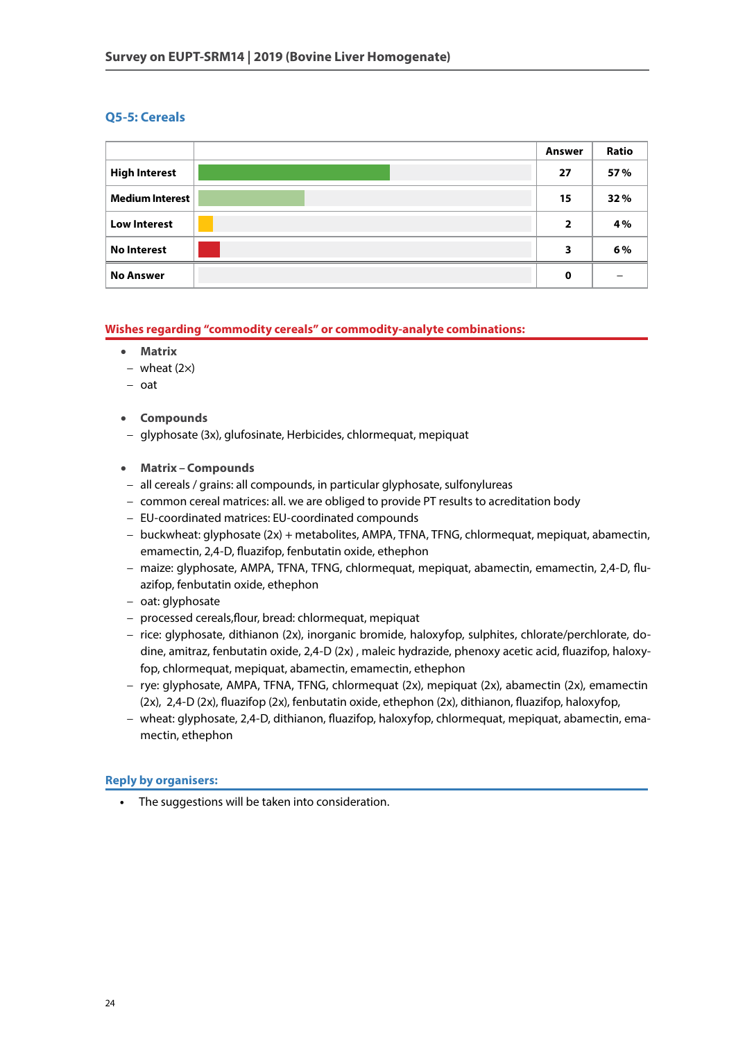## Q5-5: Cereals

| | | Answer | Ratio |
|---|---|---|---|
| **High Interest** | | 27 | 57 % |
| **Medium Interest** | | 15 | 32 % |
| **Low Interest** | | 2 | 4 % |
| **No Interest** | | 3 | 6 % |
| **No Answer** | | 0 | – |

### Wishes regarding "commodity cereals" or commodity-analyte combinations:

- **Matrix**
  - wheat (2×)
  - oat

- **Compounds**
  - glyphosate (3x), glufosinate, Herbicides, chlormequat, mepiquat

- **Matrix – Compounds**
  - all cereals / grains: all compounds, in particular glyphosate, sulfonylureas
  - common cereal matrices: all. we are obliged to provide PT results to acreditation body
  - EU-coordinated matrices: EU-coordinated compounds
  - buckwheat: glyphosate (2x) + metabolites, AMPA, TFNA, TFNG, chlormequat, mepiquat, abamectin, emamectin, 2,4-D, fluazifop, fenbutatin oxide, ethephon
  - maize: glyphosate, AMPA, TFNA, TFNG, chlormequat, mepiquat, abamectin, emamectin, 2,4-D, fluazifop, fenbutatin oxide, ethephon
  - oat: glyphosate
  - processed cereals,flour, bread: chlormequat, mepiquat
  - rice: glyphosate, dithianon (2x), inorganic bromide, haloxyfop, sulphites, chlorate/perchlorate, dodine, amitraz, fenbutatin oxide, 2,4-D (2x) , maleic hydrazide, phenoxy acetic acid, fluazifop, haloxyfop, chlormequat, mepiquat, abamectin, emamectin, ethephon
  - rye: glyphosate, AMPA, TFNA, TFNG, chlormequat (2x), mepiquat (2x), abamectin (2x), emamectin (2x), 2,4-D (2x), fluazifop (2x), fenbutatin oxide, ethephon (2x), dithianon (2x), dithianon, fluazifop, haloxyfop,
  - wheat: glyphosate, 2,4-D, dithianon, fluazifop, haloxyfop, chlormequat, mepiquat, abamectin, emamectin, ethephon

### Reply by organisers:

- The suggestions will be taken into consideration.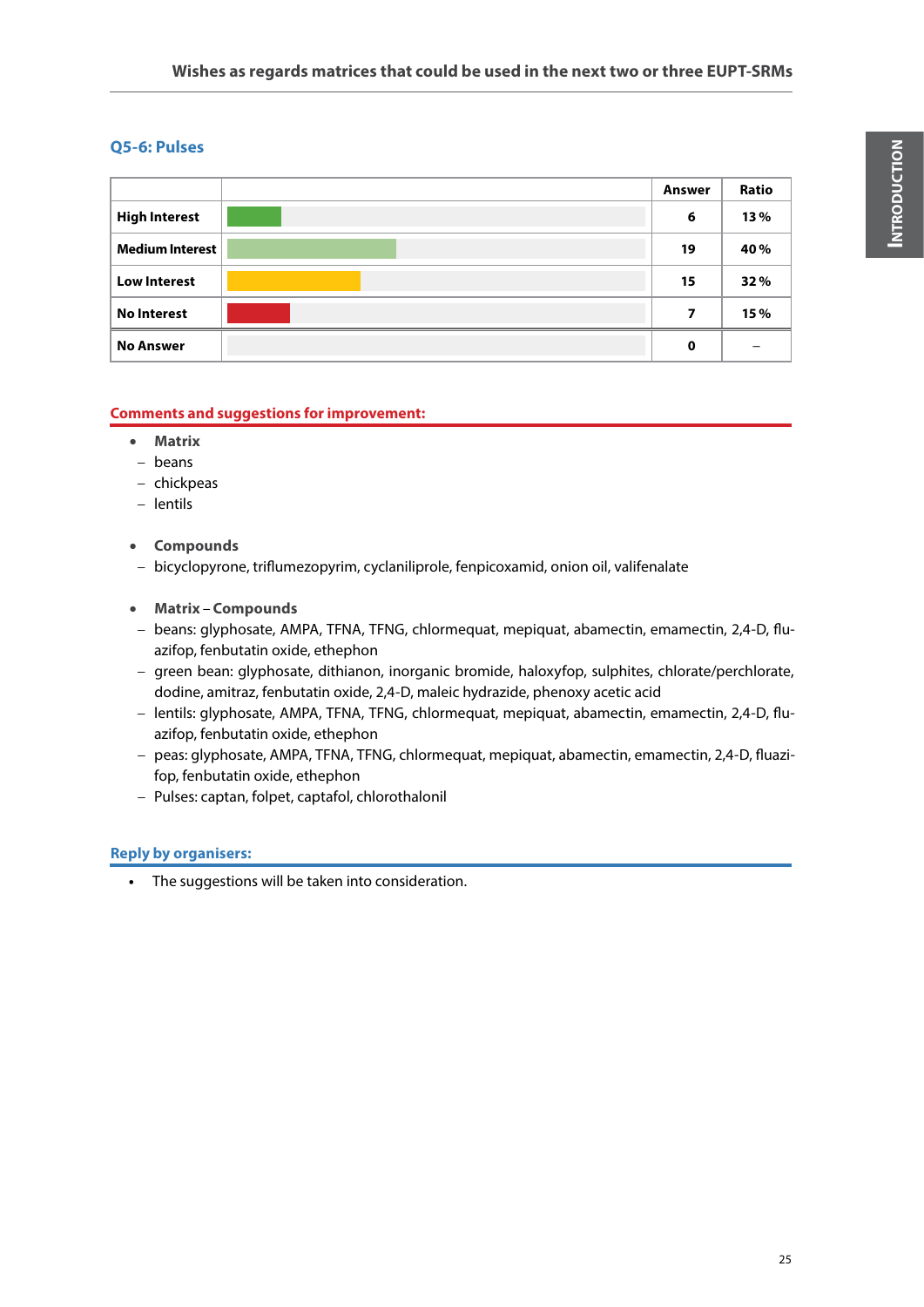## Q5-6: Pulses

| | | Answer | Ratio |
|---|---|---|---|
| **High Interest** | | **6** | **13 %** |
| **Medium Interest** | | **19** | **40 %** |
| **Low Interest** | | **15** | **32 %** |
| **No Interest** | | **7** | **15 %** |
| **No Answer** | | **0** | – |

### Comments and suggestions for improvement:

- **Matrix**
  - beans
  - chickpeas
  - lentils

- **Compounds**
  - bicyclopyrone, triflumezopyrim, cyclaniliprole, fenpicoxamid, onion oil, valifenalate

- **Matrix – Compounds**
  - beans: glyphosate, AMPA, TFNA, TFNG, chlormequat, mepiquat, abamectin, emamectin, 2,4-D, fluazifop, fenbutatin oxide, ethephon
  - green bean: glyphosate, dithianon, inorganic bromide, haloxyfop, sulphites, chlorate/perchlorate, dodine, amitraz, fenbutatin oxide, 2,4-D, maleic hydrazide, phenoxy acetic acid
  - lentils: glyphosate, AMPA, TFNA, TFNG, chlormequat, mepiquat, abamectin, emamectin, 2,4-D, fluazifop, fenbutatin oxide, ethephon
  - peas: glyphosate, AMPA, TFNA, TFNG, chlormequat, mepiquat, abamectin, emamectin, 2,4-D, fluazifop, fenbutatin oxide, ethephon
  - Pulses: captan, folpet, captafol, chlorothalonil

### Reply by organisers:

- The suggestions will be taken into consideration.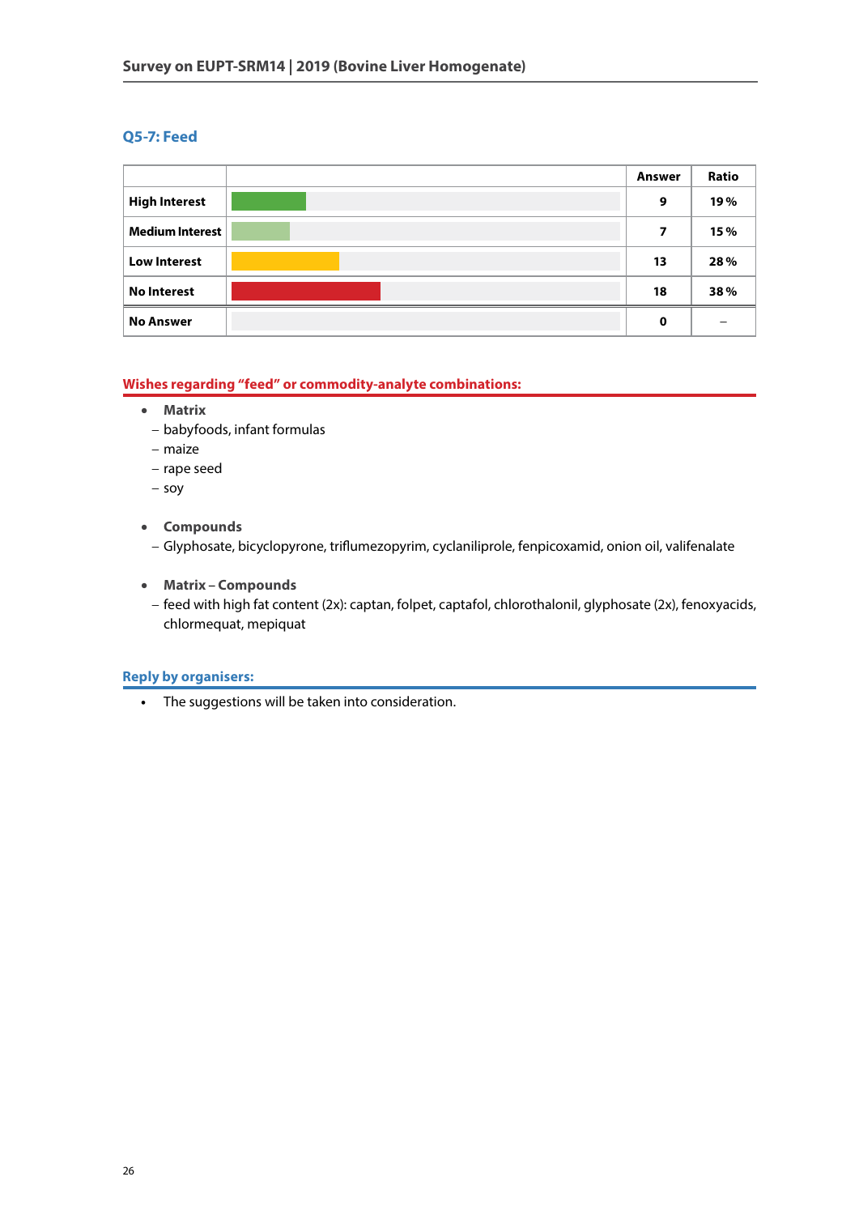## Q5-7: Feed

| | Answer | Ratio |
|---|---|---|
| **High Interest** | 9 | 19 % |
| **Medium Interest** | 7 | 15 % |
| **Low Interest** | 13 | 28 % |
| **No Interest** | 18 | 38 % |
| **No Answer** | 0 | – |

### Wishes regarding "feed" or commodity-analyte combinations:

- **Matrix**
  - babyfoods, infant formulas
  - maize
  - rape seed
  - soy

- **Compounds**
  - Glyphosate, bicyclopyrone, triflumezopyrim, cyclaniliprole, fenpicoxamid, onion oil, valifenalate

- **Matrix – Compounds**
  - feed with high fat content (2x): captan, folpet, captafol, chlorothalonil, glyphosate (2x), fenoxyacids, chlormequat, mepiquat

### Reply by organisers:

- The suggestions will be taken into consideration.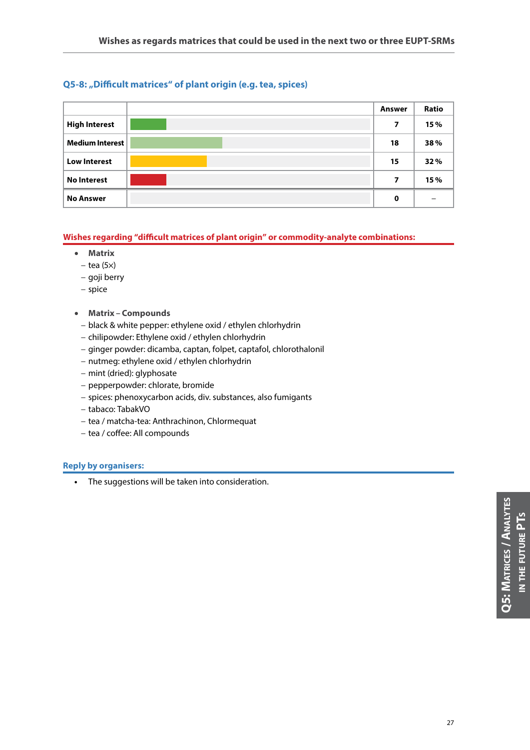### Q5-8: „Difficult matrices“ of plant origin (e.g. tea, spices)

| | Answer | Ratio |
|---|---|---|
| **High Interest** | 7 | 15 % |
| **Medium Interest** | 18 | 38 % |
| **Low Interest** | 15 | 32 % |
| **No Interest** | 7 | 15 % |
| **No Answer** | 0 | – |

#### Wishes regarding “difficult matrices of plant origin” or commodity-analyte combinations:

- **Matrix**
  - tea (5×)
  - goji berry
  - spice

- **Matrix – Compounds**
  - black & white pepper: ethylene oxid / ethylen chlorhydrin
  - chilipowder: Ethylene oxid / ethylen chlorhydrin
  - ginger powder: dicamba, captan, folpet, captafol, chlorothalonil
  - nutmeg: ethylene oxid / ethylen chlorhydrin
  - mint (dried): glyphosate
  - pepperpowder: chlorate, bromide
  - spices: phenoxycarbon acids, div. substances, also fumigants
  - tabaco: TabakVO
  - tea / matcha-tea: Anthrachinon, Chlormequat
  - tea / coffee: All compounds

#### Reply by organisers:

- The suggestions will be taken into consideration.